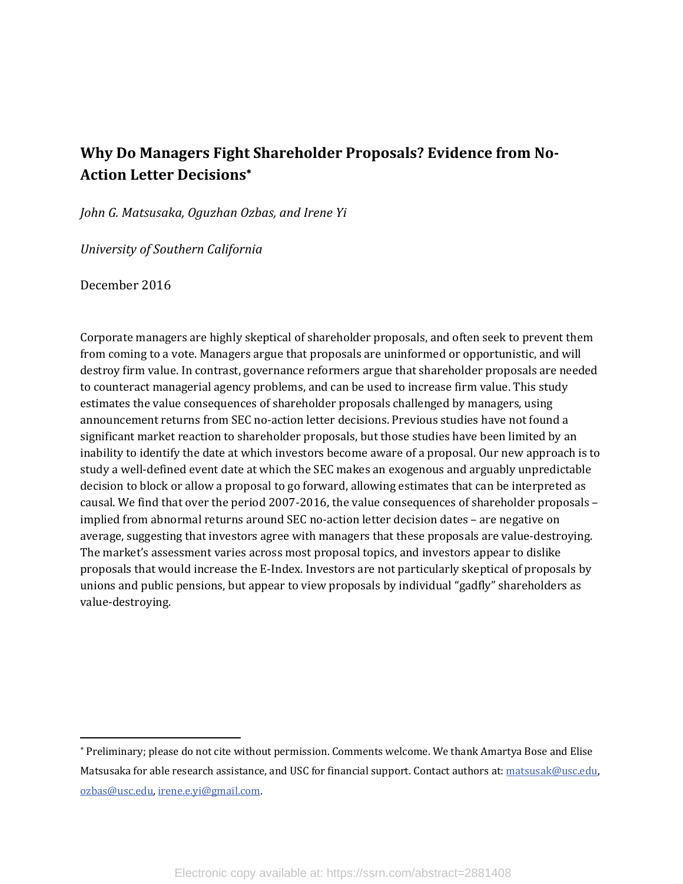# Why Do Managers Fight Shareholder Proposals? Evidence from No-Action Letter Decisions*

*John G. Matsusaka, Oguzhan Ozbas, and Irene Yi*

*University of Southern California*

December 2016

Corporate managers are highly skeptical of shareholder proposals, and often seek to prevent them from coming to a vote. Managers argue that proposals are uninformed or opportunistic, and will destroy firm value. In contrast, governance reformers argue that shareholder proposals are needed to counteract managerial agency problems, and can be used to increase firm value. This study estimates the value consequences of shareholder proposals challenged by managers, using announcement returns from SEC no-action letter decisions. Previous studies have not found a significant market reaction to shareholder proposals, but those studies have been limited by an inability to identify the date at which investors become aware of a proposal. Our new approach is to study a well-defined event date at which the SEC makes an exogenous and arguably unpredictable decision to block or allow a proposal to go forward, allowing estimates that can be interpreted as causal. We find that over the period 2007-2016, the value consequences of shareholder proposals – implied from abnormal returns around SEC no-action letter decision dates – are negative on average, suggesting that investors agree with managers that these proposals are value-destroying. The market's assessment varies across most proposal topics, and investors appear to dislike proposals that would increase the E-Index. Investors are not particularly skeptical of proposals by unions and public pensions, but appear to view proposals by individual "gadfly" shareholders as value-destroying.

---

* Preliminary; please do not cite without permission. Comments welcome. We thank Amartya Bose and Elise Matsusaka for able research assistance, and USC for financial support. Contact authors at: matsusak@usc.edu, ozbas@usc.edu, irene.e.yi@gmail.com.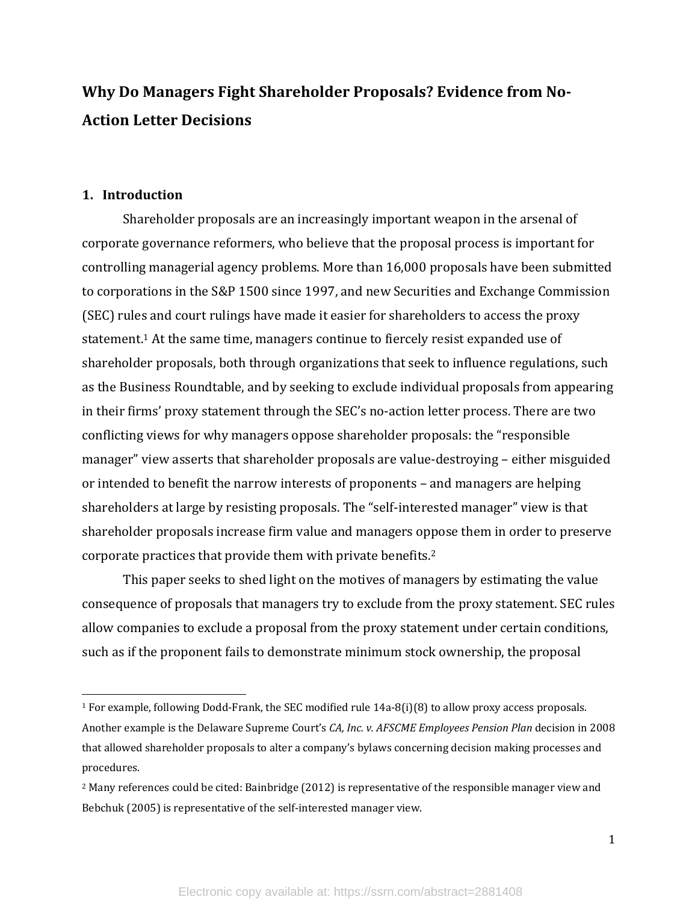# Why Do Managers Fight Shareholder Proposals? Evidence from No-Action Letter Decisions

## 1. Introduction

Shareholder proposals are an increasingly important weapon in the arsenal of corporate governance reformers, who believe that the proposal process is important for controlling managerial agency problems. More than 16,000 proposals have been submitted to corporations in the S&P 1500 since 1997, and new Securities and Exchange Commission (SEC) rules and court rulings have made it easier for shareholders to access the proxy statement.[1] At the same time, managers continue to fiercely resist expanded use of shareholder proposals, both through organizations that seek to influence regulations, such as the Business Roundtable, and by seeking to exclude individual proposals from appearing in their firms' proxy statement through the SEC's no-action letter process. There are two conflicting views for why managers oppose shareholder proposals: the "responsible manager" view asserts that shareholder proposals are value-destroying – either misguided or intended to benefit the narrow interests of proponents – and managers are helping shareholders at large by resisting proposals. The "self-interested manager" view is that shareholder proposals increase firm value and managers oppose them in order to preserve corporate practices that provide them with private benefits.[2]

This paper seeks to shed light on the motives of managers by estimating the value consequence of proposals that managers try to exclude from the proxy statement. SEC rules allow companies to exclude a proposal from the proxy statement under certain conditions, such as if the proponent fails to demonstrate minimum stock ownership, the proposal

---

[1] For example, following Dodd-Frank, the SEC modified rule 14a-8(i)(8) to allow proxy access proposals. Another example is the Delaware Supreme Court's *CA, Inc. v. AFSCME Employees Pension Plan* decision in 2008 that allowed shareholder proposals to alter a company's bylaws concerning decision making processes and procedures.

[2] Many references could be cited: Bainbridge (2012) is representative of the responsible manager view and Bebchuk (2005) is representative of the self-interested manager view.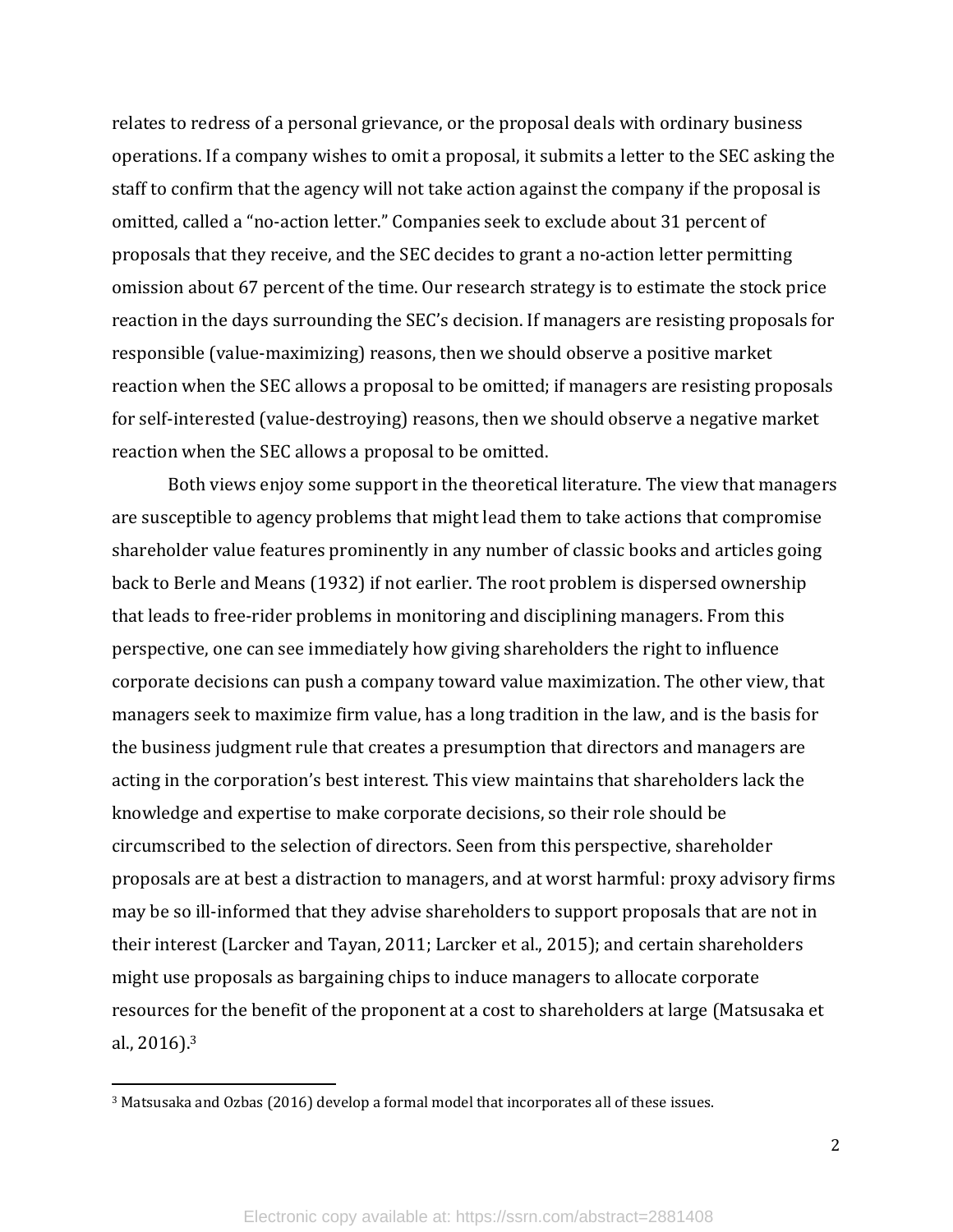relates to redress of a personal grievance, or the proposal deals with ordinary business operations. If a company wishes to omit a proposal, it submits a letter to the SEC asking the staff to confirm that the agency will not take action against the company if the proposal is omitted, called a "no-action letter." Companies seek to exclude about 31 percent of proposals that they receive, and the SEC decides to grant a no-action letter permitting omission about 67 percent of the time. Our research strategy is to estimate the stock price reaction in the days surrounding the SEC's decision. If managers are resisting proposals for responsible (value-maximizing) reasons, then we should observe a positive market reaction when the SEC allows a proposal to be omitted; if managers are resisting proposals for self-interested (value-destroying) reasons, then we should observe a negative market reaction when the SEC allows a proposal to be omitted.

Both views enjoy some support in the theoretical literature. The view that managers are susceptible to agency problems that might lead them to take actions that compromise shareholder value features prominently in any number of classic books and articles going back to Berle and Means (1932) if not earlier. The root problem is dispersed ownership that leads to free-rider problems in monitoring and disciplining managers. From this perspective, one can see immediately how giving shareholders the right to influence corporate decisions can push a company toward value maximization. The other view, that managers seek to maximize firm value, has a long tradition in the law, and is the basis for the business judgment rule that creates a presumption that directors and managers are acting in the corporation's best interest. This view maintains that shareholders lack the knowledge and expertise to make corporate decisions, so their role should be circumscribed to the selection of directors. Seen from this perspective, shareholder proposals are at best a distraction to managers, and at worst harmful: proxy advisory firms may be so ill-informed that they advise shareholders to support proposals that are not in their interest (Larcker and Tayan, 2011; Larcker et al., 2015); and certain shareholders might use proposals as bargaining chips to induce managers to allocate corporate resources for the benefit of the proponent at a cost to shareholders at large (Matsusaka et al., 2016).[3]

[3] Matsusaka and Ozbas (2016) develop a formal model that incorporates all of these issues.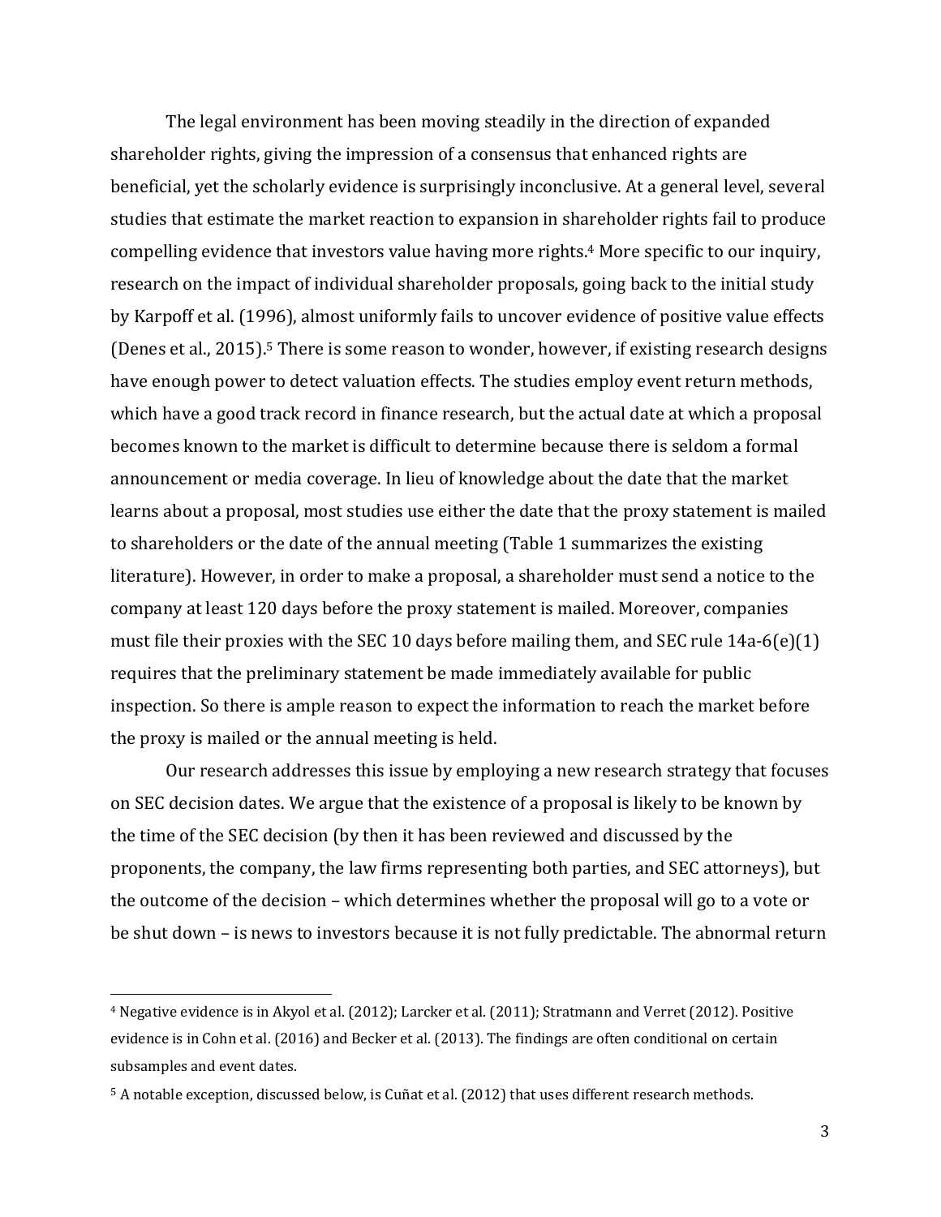The legal environment has been moving steadily in the direction of expanded shareholder rights, giving the impression of a consensus that enhanced rights are beneficial, yet the scholarly evidence is surprisingly inconclusive. At a general level, several studies that estimate the market reaction to expansion in shareholder rights fail to produce compelling evidence that investors value having more rights.[4] More specific to our inquiry, research on the impact of individual shareholder proposals, going back to the initial study by Karpoff et al. (1996), almost uniformly fails to uncover evidence of positive value effects (Denes et al., 2015).[5] There is some reason to wonder, however, if existing research designs have enough power to detect valuation effects. The studies employ event return methods, which have a good track record in finance research, but the actual date at which a proposal becomes known to the market is difficult to determine because there is seldom a formal announcement or media coverage. In lieu of knowledge about the date that the market learns about a proposal, most studies use either the date that the proxy statement is mailed to shareholders or the date of the annual meeting (Table 1 summarizes the existing literature). However, in order to make a proposal, a shareholder must send a notice to the company at least 120 days before the proxy statement is mailed. Moreover, companies must file their proxies with the SEC 10 days before mailing them, and SEC rule 14a-6(e)(1) requires that the preliminary statement be made immediately available for public inspection. So there is ample reason to expect the information to reach the market before the proxy is mailed or the annual meeting is held.

Our research addresses this issue by employing a new research strategy that focuses on SEC decision dates. We argue that the existence of a proposal is likely to be known by the time of the SEC decision (by then it has been reviewed and discussed by the proponents, the company, the law firms representing both parties, and SEC attorneys), but the outcome of the decision – which determines whether the proposal will go to a vote or be shut down – is news to investors because it is not fully predictable. The abnormal return

[4] Negative evidence is in Akyol et al. (2012); Larcker et al. (2011); Stratmann and Verret (2012). Positive evidence is in Cohn et al. (2016) and Becker et al. (2013). The findings are often conditional on certain subsamples and event dates.

[5] A notable exception, discussed below, is Cuñat et al. (2012) that uses different research methods.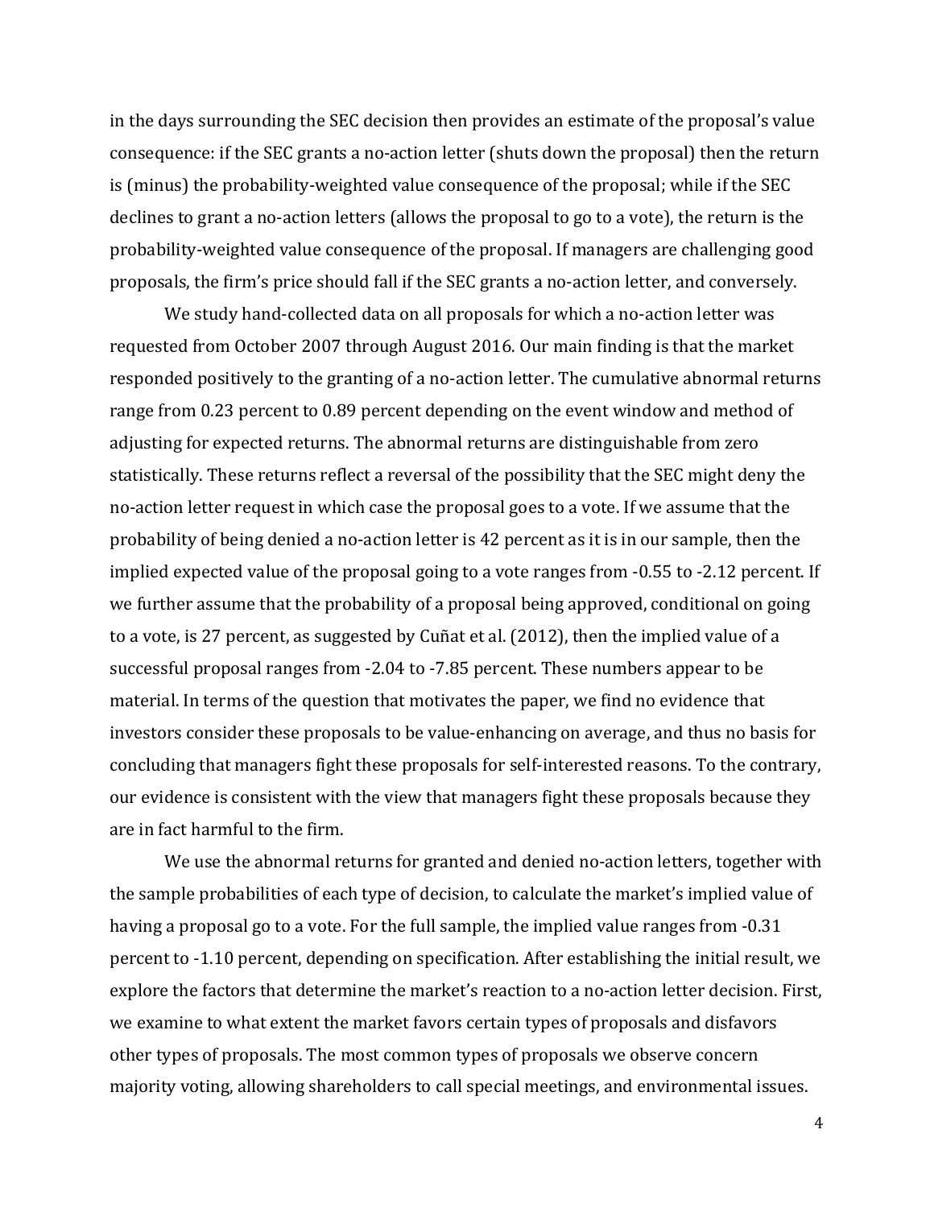in the days surrounding the SEC decision then provides an estimate of the proposal's value consequence: if the SEC grants a no-action letter (shuts down the proposal) then the return is (minus) the probability-weighted value consequence of the proposal; while if the SEC declines to grant a no-action letters (allows the proposal to go to a vote), the return is the probability-weighted value consequence of the proposal. If managers are challenging good proposals, the firm's price should fall if the SEC grants a no-action letter, and conversely.

We study hand-collected data on all proposals for which a no-action letter was requested from October 2007 through August 2016. Our main finding is that the market responded positively to the granting of a no-action letter. The cumulative abnormal returns range from 0.23 percent to 0.89 percent depending on the event window and method of adjusting for expected returns. The abnormal returns are distinguishable from zero statistically. These returns reflect a reversal of the possibility that the SEC might deny the no-action letter request in which case the proposal goes to a vote. If we assume that the probability of being denied a no-action letter is 42 percent as it is in our sample, then the implied expected value of the proposal going to a vote ranges from -0.55 to -2.12 percent. If we further assume that the probability of a proposal being approved, conditional on going to a vote, is 27 percent, as suggested by Cuñat et al. (2012), then the implied value of a successful proposal ranges from -2.04 to -7.85 percent. These numbers appear to be material. In terms of the question that motivates the paper, we find no evidence that investors consider these proposals to be value-enhancing on average, and thus no basis for concluding that managers fight these proposals for self-interested reasons. To the contrary, our evidence is consistent with the view that managers fight these proposals because they are in fact harmful to the firm.

We use the abnormal returns for granted and denied no-action letters, together with the sample probabilities of each type of decision, to calculate the market's implied value of having a proposal go to a vote. For the full sample, the implied value ranges from -0.31 percent to -1.10 percent, depending on specification. After establishing the initial result, we explore the factors that determine the market's reaction to a no-action letter decision. First, we examine to what extent the market favors certain types of proposals and disfavors other types of proposals. The most common types of proposals we observe concern majority voting, allowing shareholders to call special meetings, and environmental issues.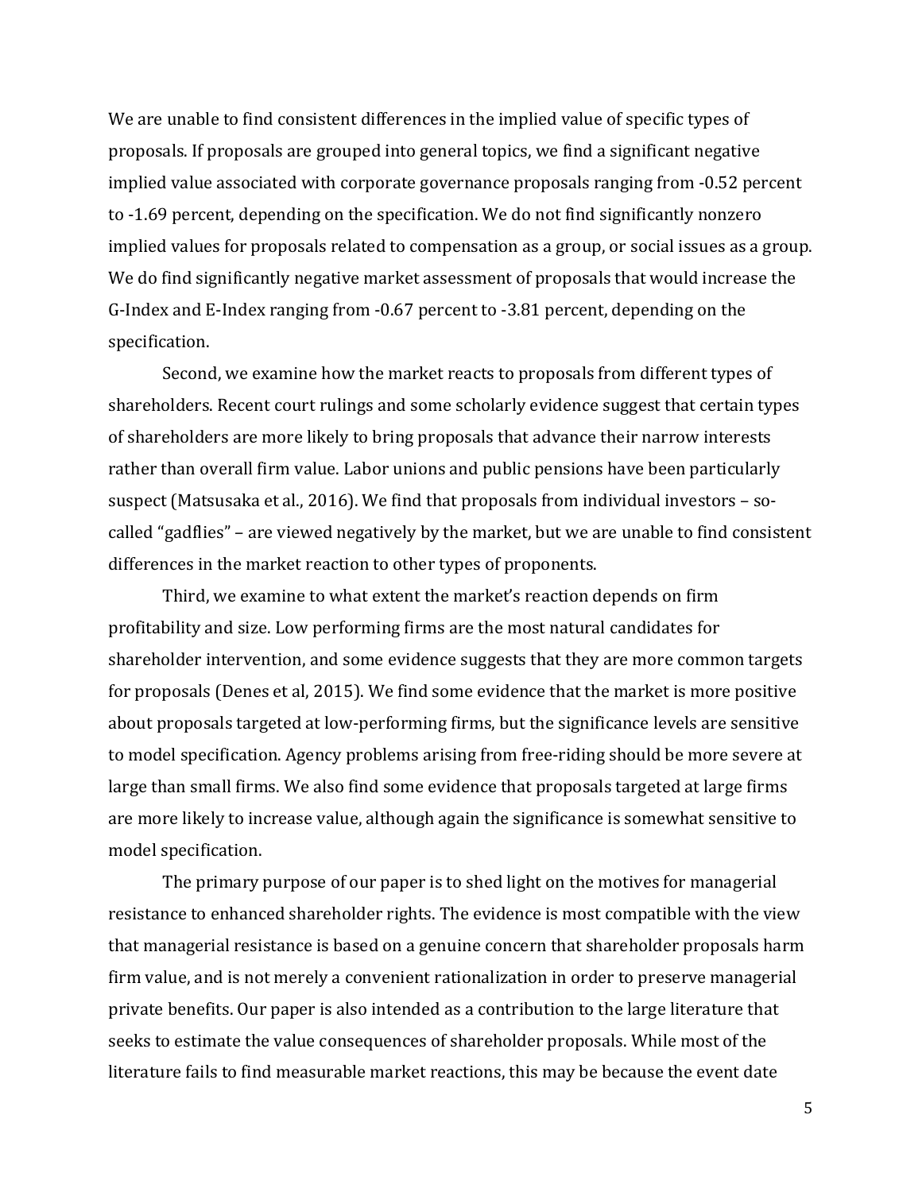We are unable to find consistent differences in the implied value of specific types of proposals. If proposals are grouped into general topics, we find a significant negative implied value associated with corporate governance proposals ranging from -0.52 percent to -1.69 percent, depending on the specification. We do not find significantly nonzero implied values for proposals related to compensation as a group, or social issues as a group. We do find significantly negative market assessment of proposals that would increase the G-Index and E-Index ranging from -0.67 percent to -3.81 percent, depending on the specification.

Second, we examine how the market reacts to proposals from different types of shareholders. Recent court rulings and some scholarly evidence suggest that certain types of shareholders are more likely to bring proposals that advance their narrow interests rather than overall firm value. Labor unions and public pensions have been particularly suspect (Matsusaka et al., 2016). We find that proposals from individual investors – so-called "gadflies" – are viewed negatively by the market, but we are unable to find consistent differences in the market reaction to other types of proponents.

Third, we examine to what extent the market's reaction depends on firm profitability and size. Low performing firms are the most natural candidates for shareholder intervention, and some evidence suggests that they are more common targets for proposals (Denes et al, 2015). We find some evidence that the market is more positive about proposals targeted at low-performing firms, but the significance levels are sensitive to model specification. Agency problems arising from free-riding should be more severe at large than small firms. We also find some evidence that proposals targeted at large firms are more likely to increase value, although again the significance is somewhat sensitive to model specification.

The primary purpose of our paper is to shed light on the motives for managerial resistance to enhanced shareholder rights. The evidence is most compatible with the view that managerial resistance is based on a genuine concern that shareholder proposals harm firm value, and is not merely a convenient rationalization in order to preserve managerial private benefits. Our paper is also intended as a contribution to the large literature that seeks to estimate the value consequences of shareholder proposals. While most of the literature fails to find measurable market reactions, this may be because the event date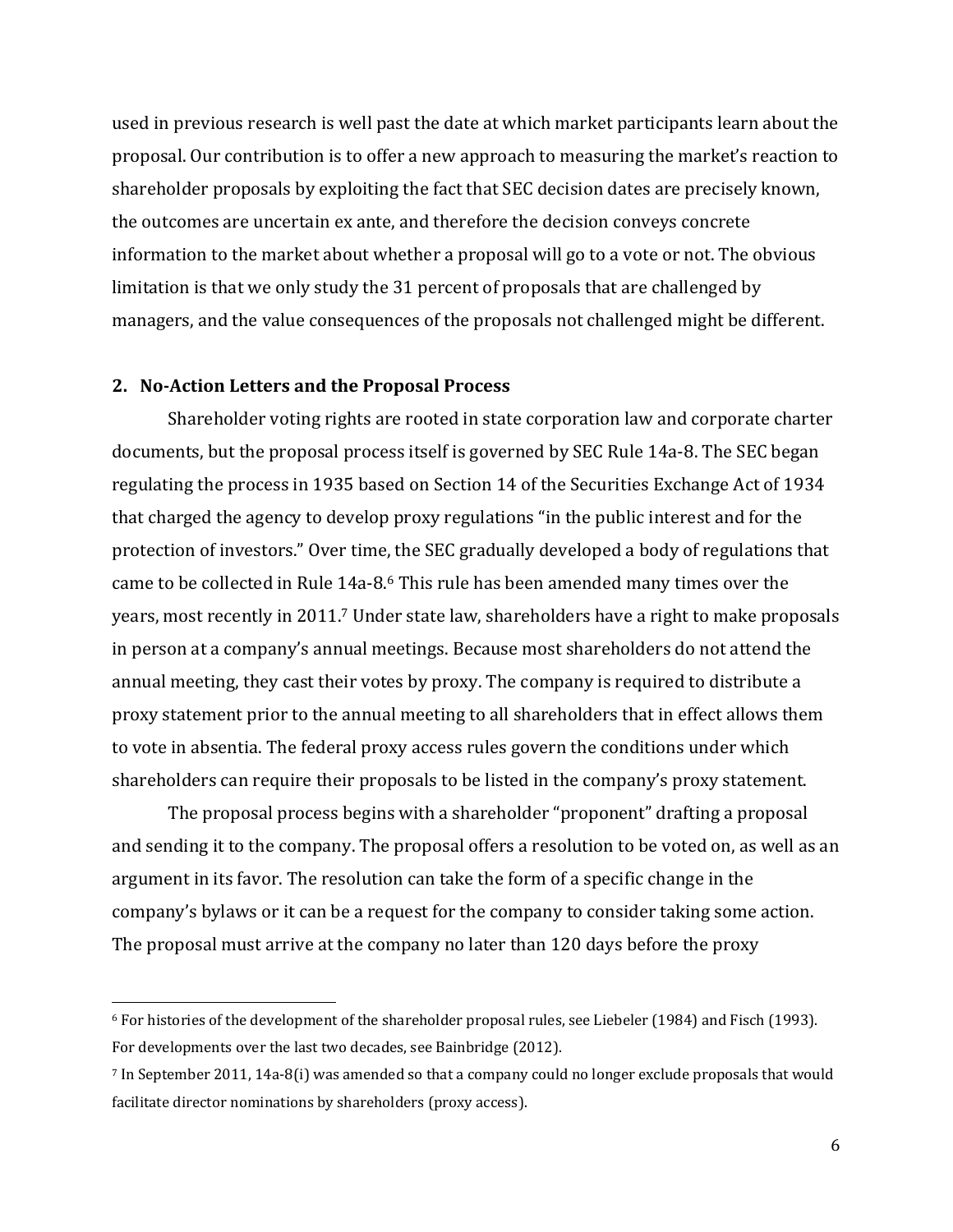used in previous research is well past the date at which market participants learn about the proposal. Our contribution is to offer a new approach to measuring the market's reaction to shareholder proposals by exploiting the fact that SEC decision dates are precisely known, the outcomes are uncertain ex ante, and therefore the decision conveys concrete information to the market about whether a proposal will go to a vote or not. The obvious limitation is that we only study the 31 percent of proposals that are challenged by managers, and the value consequences of the proposals not challenged might be different.

## 2. No-Action Letters and the Proposal Process

Shareholder voting rights are rooted in state corporation law and corporate charter documents, but the proposal process itself is governed by SEC Rule 14a-8. The SEC began regulating the process in 1935 based on Section 14 of the Securities Exchange Act of 1934 that charged the agency to develop proxy regulations "in the public interest and for the protection of investors." Over time, the SEC gradually developed a body of regulations that came to be collected in Rule 14a-8.[6] This rule has been amended many times over the years, most recently in 2011.[7] Under state law, shareholders have a right to make proposals in person at a company's annual meetings. Because most shareholders do not attend the annual meeting, they cast their votes by proxy. The company is required to distribute a proxy statement prior to the annual meeting to all shareholders that in effect allows them to vote in absentia. The federal proxy access rules govern the conditions under which shareholders can require their proposals to be listed in the company's proxy statement.

The proposal process begins with a shareholder "proponent" drafting a proposal and sending it to the company. The proposal offers a resolution to be voted on, as well as an argument in its favor. The resolution can take the form of a specific change in the company's bylaws or it can be a request for the company to consider taking some action. The proposal must arrive at the company no later than 120 days before the proxy

---

[6] For histories of the development of the shareholder proposal rules, see Liebeler (1984) and Fisch (1993). For developments over the last two decades, see Bainbridge (2012).

[7] In September 2011, 14a-8(i) was amended so that a company could no longer exclude proposals that would facilitate director nominations by shareholders (proxy access).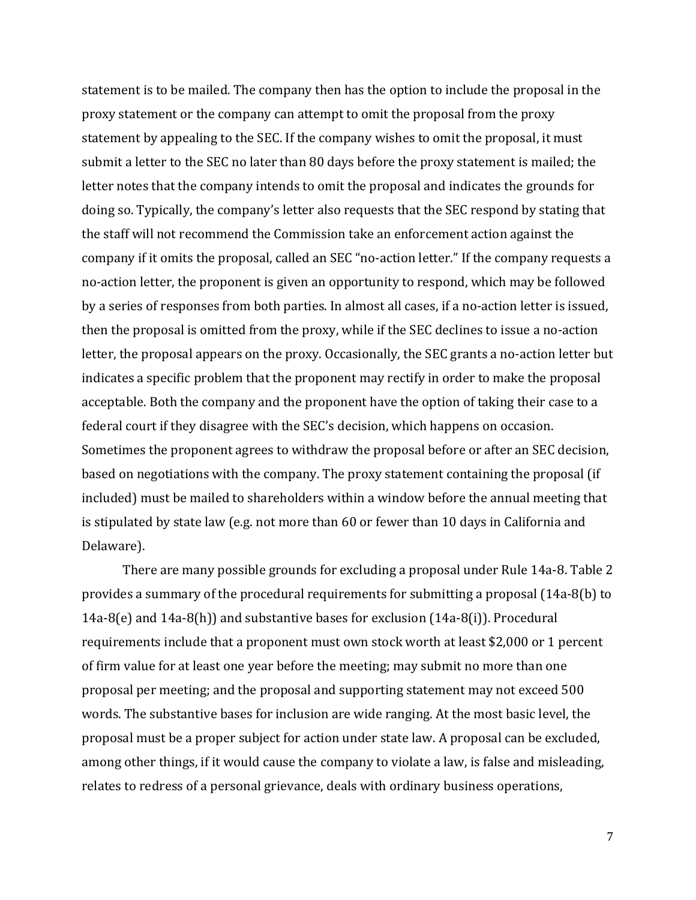statement is to be mailed. The company then has the option to include the proposal in the proxy statement or the company can attempt to omit the proposal from the proxy statement by appealing to the SEC. If the company wishes to omit the proposal, it must submit a letter to the SEC no later than 80 days before the proxy statement is mailed; the letter notes that the company intends to omit the proposal and indicates the grounds for doing so. Typically, the company's letter also requests that the SEC respond by stating that the staff will not recommend the Commission take an enforcement action against the company if it omits the proposal, called an SEC "no-action letter." If the company requests a no-action letter, the proponent is given an opportunity to respond, which may be followed by a series of responses from both parties. In almost all cases, if a no-action letter is issued, then the proposal is omitted from the proxy, while if the SEC declines to issue a no-action letter, the proposal appears on the proxy. Occasionally, the SEC grants a no-action letter but indicates a specific problem that the proponent may rectify in order to make the proposal acceptable. Both the company and the proponent have the option of taking their case to a federal court if they disagree with the SEC's decision, which happens on occasion. Sometimes the proponent agrees to withdraw the proposal before or after an SEC decision, based on negotiations with the company. The proxy statement containing the proposal (if included) must be mailed to shareholders within a window before the annual meeting that is stipulated by state law (e.g. not more than 60 or fewer than 10 days in California and Delaware).

There are many possible grounds for excluding a proposal under Rule 14a-8. Table 2 provides a summary of the procedural requirements for submitting a proposal (14a-8(b) to 14a-8(e) and 14a-8(h)) and substantive bases for exclusion (14a-8(i)). Procedural requirements include that a proponent must own stock worth at least $2,000 or 1 percent of firm value for at least one year before the meeting; may submit no more than one proposal per meeting; and the proposal and supporting statement may not exceed 500 words. The substantive bases for inclusion are wide ranging. At the most basic level, the proposal must be a proper subject for action under state law. A proposal can be excluded, among other things, if it would cause the company to violate a law, is false and misleading, relates to redress of a personal grievance, deals with ordinary business operations,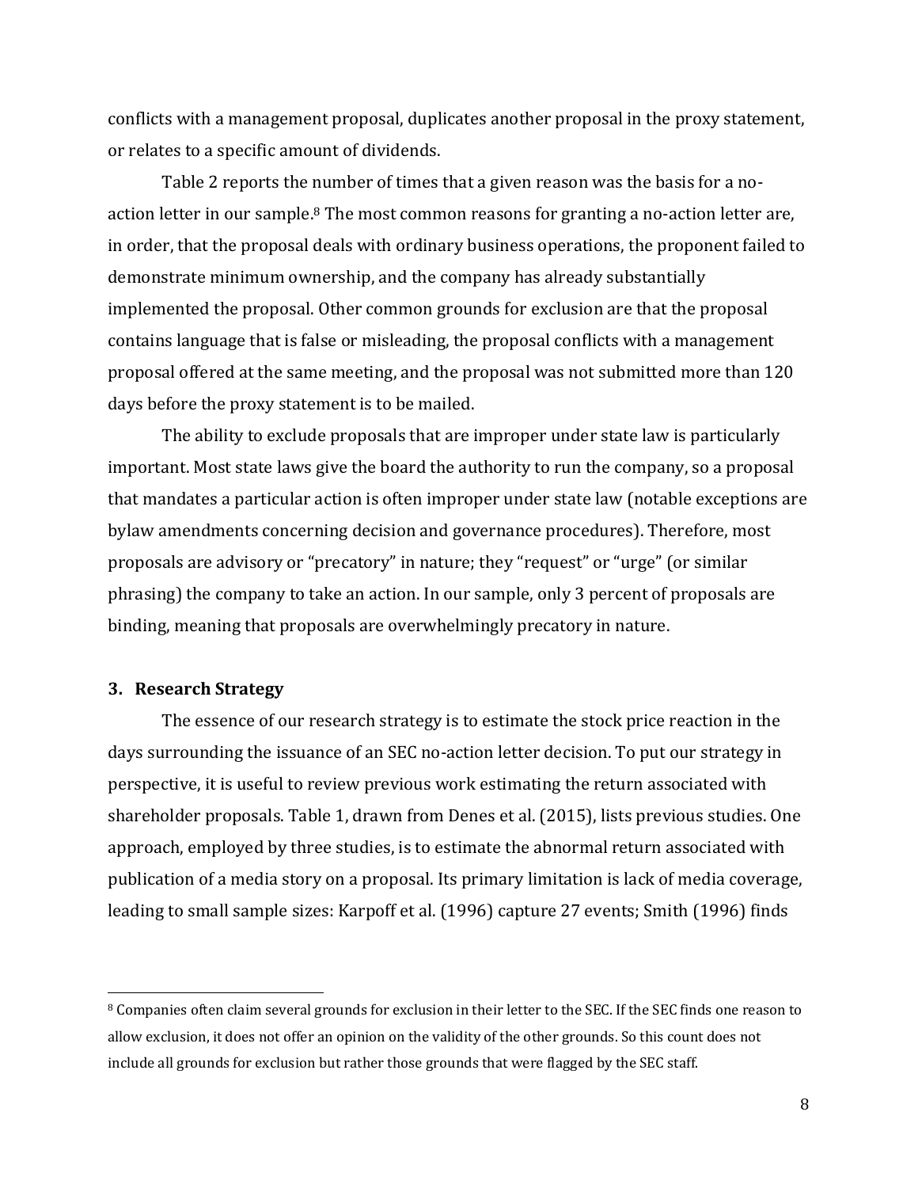conflicts with a management proposal, duplicates another proposal in the proxy statement, or relates to a specific amount of dividends.

Table 2 reports the number of times that a given reason was the basis for a no-action letter in our sample.[8] The most common reasons for granting a no-action letter are, in order, that the proposal deals with ordinary business operations, the proponent failed to demonstrate minimum ownership, and the company has already substantially implemented the proposal. Other common grounds for exclusion are that the proposal contains language that is false or misleading, the proposal conflicts with a management proposal offered at the same meeting, and the proposal was not submitted more than 120 days before the proxy statement is to be mailed.

The ability to exclude proposals that are improper under state law is particularly important. Most state laws give the board the authority to run the company, so a proposal that mandates a particular action is often improper under state law (notable exceptions are bylaw amendments concerning decision and governance procedures). Therefore, most proposals are advisory or "precatory" in nature; they "request" or "urge" (or similar phrasing) the company to take an action. In our sample, only 3 percent of proposals are binding, meaning that proposals are overwhelmingly precatory in nature.

## 3. Research Strategy

The essence of our research strategy is to estimate the stock price reaction in the days surrounding the issuance of an SEC no-action letter decision. To put our strategy in perspective, it is useful to review previous work estimating the return associated with shareholder proposals. Table 1, drawn from Denes et al. (2015), lists previous studies. One approach, employed by three studies, is to estimate the abnormal return associated with publication of a media story on a proposal. Its primary limitation is lack of media coverage, leading to small sample sizes: Karpoff et al. (1996) capture 27 events; Smith (1996) finds

[8] Companies often claim several grounds for exclusion in their letter to the SEC. If the SEC finds one reason to allow exclusion, it does not offer an opinion on the validity of the other grounds. So this count does not include all grounds for exclusion but rather those grounds that were flagged by the SEC staff.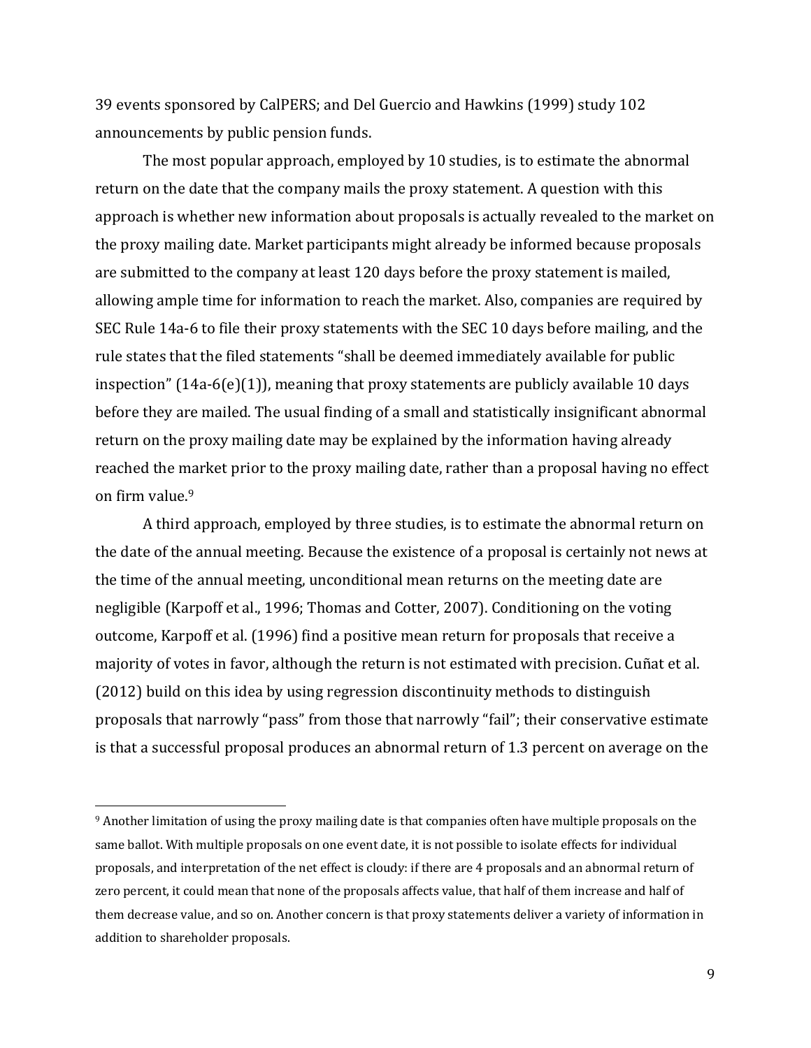39 events sponsored by CalPERS; and Del Guercio and Hawkins (1999) study 102 announcements by public pension funds.

The most popular approach, employed by 10 studies, is to estimate the abnormal return on the date that the company mails the proxy statement. A question with this approach is whether new information about proposals is actually revealed to the market on the proxy mailing date. Market participants might already be informed because proposals are submitted to the company at least 120 days before the proxy statement is mailed, allowing ample time for information to reach the market. Also, companies are required by SEC Rule 14a-6 to file their proxy statements with the SEC 10 days before mailing, and the rule states that the filed statements "shall be deemed immediately available for public inspection" (14a-6(e)(1)), meaning that proxy statements are publicly available 10 days before they are mailed. The usual finding of a small and statistically insignificant abnormal return on the proxy mailing date may be explained by the information having already reached the market prior to the proxy mailing date, rather than a proposal having no effect on firm value.[9]

A third approach, employed by three studies, is to estimate the abnormal return on the date of the annual meeting. Because the existence of a proposal is certainly not news at the time of the annual meeting, unconditional mean returns on the meeting date are negligible (Karpoff et al., 1996; Thomas and Cotter, 2007). Conditioning on the voting outcome, Karpoff et al. (1996) find a positive mean return for proposals that receive a majority of votes in favor, although the return is not estimated with precision. Cuñat et al. (2012) build on this idea by using regression discontinuity methods to distinguish proposals that narrowly "pass" from those that narrowly "fail"; their conservative estimate is that a successful proposal produces an abnormal return of 1.3 percent on average on the

[9] Another limitation of using the proxy mailing date is that companies often have multiple proposals on the same ballot. With multiple proposals on one event date, it is not possible to isolate effects for individual proposals, and interpretation of the net effect is cloudy: if there are 4 proposals and an abnormal return of zero percent, it could mean that none of the proposals affects value, that half of them increase and half of them decrease value, and so on. Another concern is that proxy statements deliver a variety of information in addition to shareholder proposals.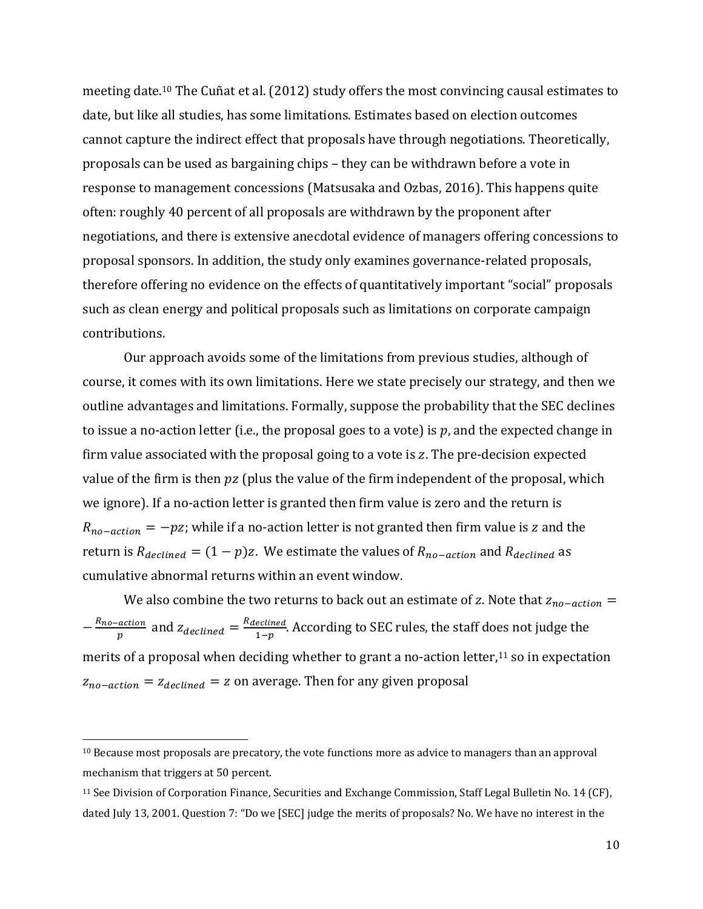meeting date.[10] The Cuñat et al. (2012) study offers the most convincing causal estimates to date, but like all studies, has some limitations. Estimates based on election outcomes cannot capture the indirect effect that proposals have through negotiations. Theoretically, proposals can be used as bargaining chips – they can be withdrawn before a vote in response to management concessions (Matsusaka and Ozbas, 2016). This happens quite often: roughly 40 percent of all proposals are withdrawn by the proponent after negotiations, and there is extensive anecdotal evidence of managers offering concessions to proposal sponsors. In addition, the study only examines governance-related proposals, therefore offering no evidence on the effects of quantitatively important "social" proposals such as clean energy and political proposals such as limitations on corporate campaign contributions.

Our approach avoids some of the limitations from previous studies, although of course, it comes with its own limitations. Here we state precisely our strategy, and then we outline advantages and limitations. Formally, suppose the probability that the SEC declines to issue a no-action letter (i.e., the proposal goes to a vote) is $p$, and the expected change in firm value associated with the proposal going to a vote is $z$. The pre-decision expected value of the firm is then $pz$ (plus the value of the firm independent of the proposal, which we ignore). If a no-action letter is granted then firm value is zero and the return is $R_{no-action} = -pz$; while if a no-action letter is not granted then firm value is $z$ and the return is $R_{declined} = (1-p)z$. We estimate the values of $R_{no-action}$ and $R_{declined}$ as cumulative abnormal returns within an event window.

We also combine the two returns to back out an estimate of $z$. Note that $z_{no-action} = -\frac{R_{no-action}}{p}$ and $z_{declined} = \frac{R_{declined}}{1-p}$. According to SEC rules, the staff does not judge the merits of a proposal when deciding whether to grant a no-action letter,[11] so in expectation $z_{no-action} = z_{declined} = z$ on average. Then for any given proposal

---

[10] Because most proposals are precatory, the vote functions more as advice to managers than an approval mechanism that triggers at 50 percent.

[11] See Division of Corporation Finance, Securities and Exchange Commission, Staff Legal Bulletin No. 14 (CF), dated July 13, 2001. Question 7: "Do we [SEC] judge the merits of proposals? No. We have no interest in the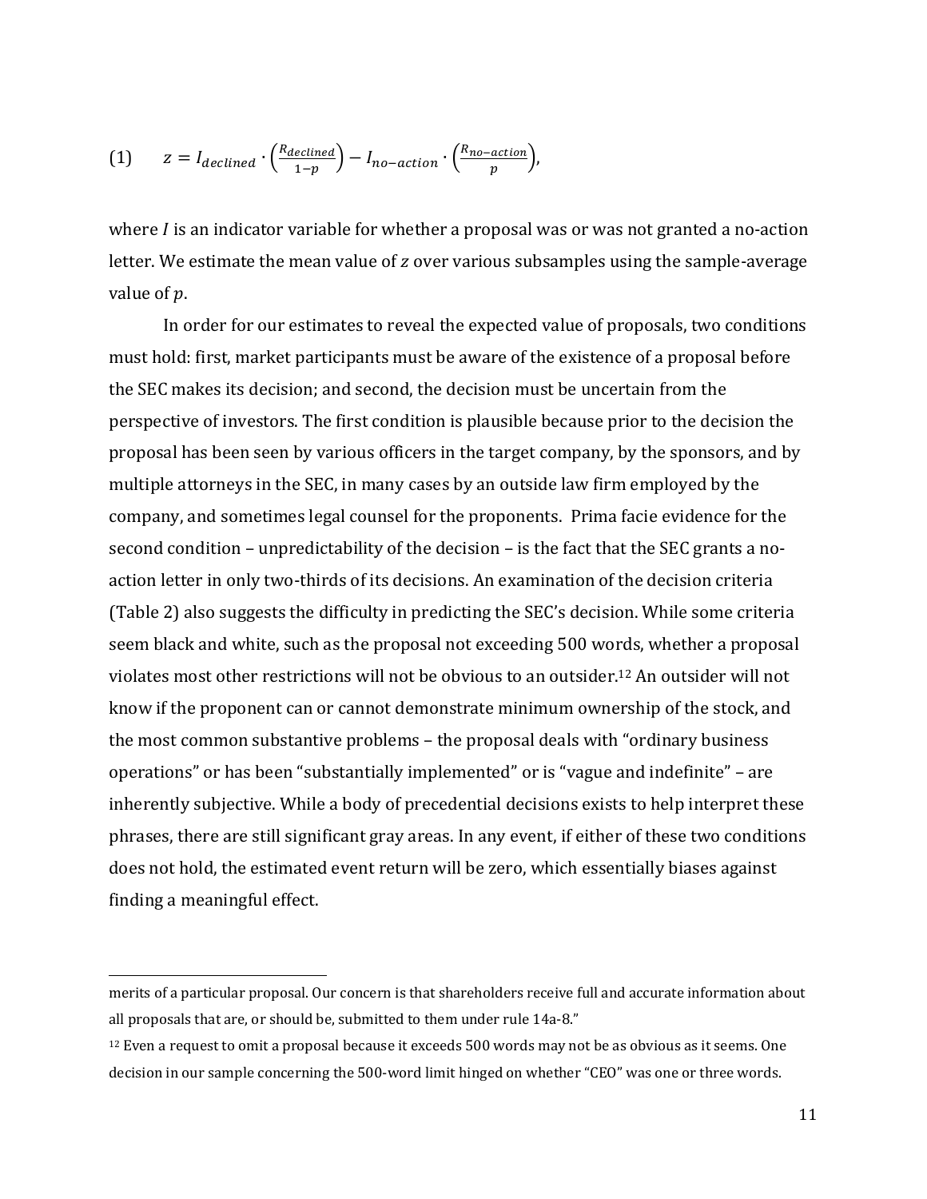$$(1) \qquad z = I_{declined} \cdot \left(\frac{R_{declined}}{1-p}\right) - I_{no-action} \cdot \left(\frac{R_{no-action}}{p}\right),$$

where $I$ is an indicator variable for whether a proposal was or was not granted a no-action letter. We estimate the mean value of $z$ over various subsamples using the sample-average value of $p$.

In order for our estimates to reveal the expected value of proposals, two conditions must hold: first, market participants must be aware of the existence of a proposal before the SEC makes its decision; and second, the decision must be uncertain from the perspective of investors. The first condition is plausible because prior to the decision the proposal has been seen by various officers in the target company, by the sponsors, and by multiple attorneys in the SEC, in many cases by an outside law firm employed by the company, and sometimes legal counsel for the proponents. Prima facie evidence for the second condition – unpredictability of the decision – is the fact that the SEC grants a no-action letter in only two-thirds of its decisions. An examination of the decision criteria (Table 2) also suggests the difficulty in predicting the SEC's decision. While some criteria seem black and white, such as the proposal not exceeding 500 words, whether a proposal violates most other restrictions will not be obvious to an outsider.[12] An outsider will not know if the proponent can or cannot demonstrate minimum ownership of the stock, and the most common substantive problems – the proposal deals with "ordinary business operations" or has been "substantially implemented" or is "vague and indefinite" – are inherently subjective. While a body of precedential decisions exists to help interpret these phrases, there are still significant gray areas. In any event, if either of these two conditions does not hold, the estimated event return will be zero, which essentially biases against finding a meaningful effect.

---

merits of a particular proposal. Our concern is that shareholders receive full and accurate information about all proposals that are, or should be, submitted to them under rule 14a-8."

[12] Even a request to omit a proposal because it exceeds 500 words may not be as obvious as it seems. One decision in our sample concerning the 500-word limit hinged on whether "CEO" was one or three words.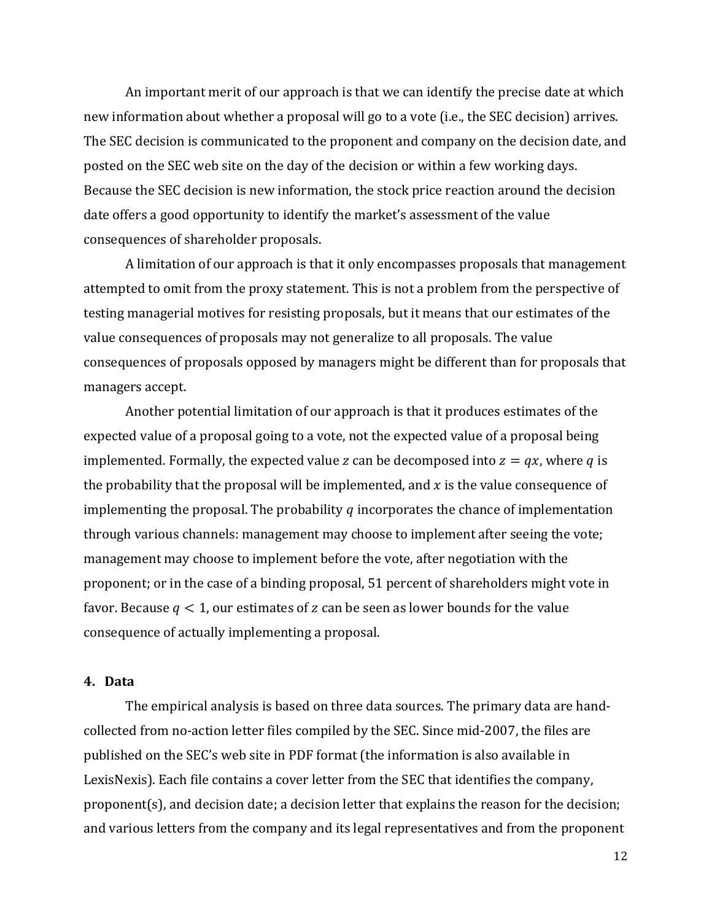An important merit of our approach is that we can identify the precise date at which new information about whether a proposal will go to a vote (i.e., the SEC decision) arrives. The SEC decision is communicated to the proponent and company on the decision date, and posted on the SEC web site on the day of the decision or within a few working days. Because the SEC decision is new information, the stock price reaction around the decision date offers a good opportunity to identify the market's assessment of the value consequences of shareholder proposals.

A limitation of our approach is that it only encompasses proposals that management attempted to omit from the proxy statement. This is not a problem from the perspective of testing managerial motives for resisting proposals, but it means that our estimates of the value consequences of proposals may not generalize to all proposals. The value consequences of proposals opposed by managers might be different than for proposals that managers accept.

Another potential limitation of our approach is that it produces estimates of the expected value of a proposal going to a vote, not the expected value of a proposal being implemented. Formally, the expected value $z$ can be decomposed into $z = qx$, where $q$ is the probability that the proposal will be implemented, and $x$ is the value consequence of implementing the proposal. The probability $q$ incorporates the chance of implementation through various channels: management may choose to implement after seeing the vote; management may choose to implement before the vote, after negotiation with the proponent; or in the case of a binding proposal, 51 percent of shareholders might vote in favor. Because $q < 1$, our estimates of $z$ can be seen as lower bounds for the value consequence of actually implementing a proposal.

## 4. Data

The empirical analysis is based on three data sources. The primary data are hand-collected from no-action letter files compiled by the SEC. Since mid-2007, the files are published on the SEC's web site in PDF format (the information is also available in LexisNexis). Each file contains a cover letter from the SEC that identifies the company, proponent(s), and decision date; a decision letter that explains the reason for the decision; and various letters from the company and its legal representatives and from the proponent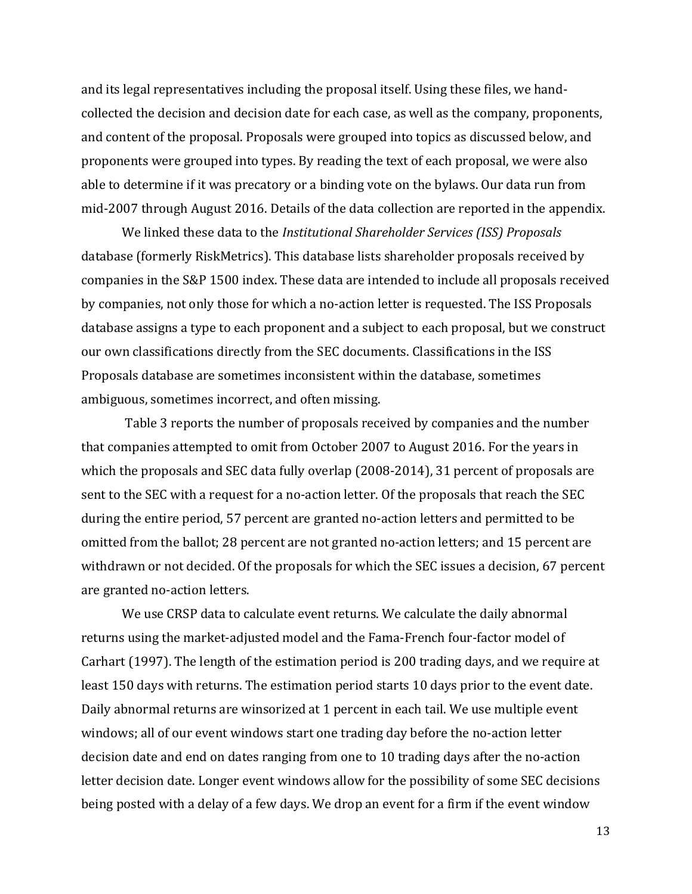and its legal representatives including the proposal itself. Using these files, we hand-collected the decision and decision date for each case, as well as the company, proponents, and content of the proposal. Proposals were grouped into topics as discussed below, and proponents were grouped into types. By reading the text of each proposal, we were also able to determine if it was precatory or a binding vote on the bylaws. Our data run from mid-2007 through August 2016. Details of the data collection are reported in the appendix.

We linked these data to the *Institutional Shareholder Services (ISS) Proposals* database (formerly RiskMetrics). This database lists shareholder proposals received by companies in the S&P 1500 index. These data are intended to include all proposals received by companies, not only those for which a no-action letter is requested. The ISS Proposals database assigns a type to each proponent and a subject to each proposal, but we construct our own classifications directly from the SEC documents. Classifications in the ISS Proposals database are sometimes inconsistent within the database, sometimes ambiguous, sometimes incorrect, and often missing.

Table 3 reports the number of proposals received by companies and the number that companies attempted to omit from October 2007 to August 2016. For the years in which the proposals and SEC data fully overlap (2008-2014), 31 percent of proposals are sent to the SEC with a request for a no-action letter. Of the proposals that reach the SEC during the entire period, 57 percent are granted no-action letters and permitted to be omitted from the ballot; 28 percent are not granted no-action letters; and 15 percent are withdrawn or not decided. Of the proposals for which the SEC issues a decision, 67 percent are granted no-action letters.

We use CRSP data to calculate event returns. We calculate the daily abnormal returns using the market-adjusted model and the Fama-French four-factor model of Carhart (1997). The length of the estimation period is 200 trading days, and we require at least 150 days with returns. The estimation period starts 10 days prior to the event date. Daily abnormal returns are winsorized at 1 percent in each tail. We use multiple event windows; all of our event windows start one trading day before the no-action letter decision date and end on dates ranging from one to 10 trading days after the no-action letter decision date. Longer event windows allow for the possibility of some SEC decisions being posted with a delay of a few days. We drop an event for a firm if the event window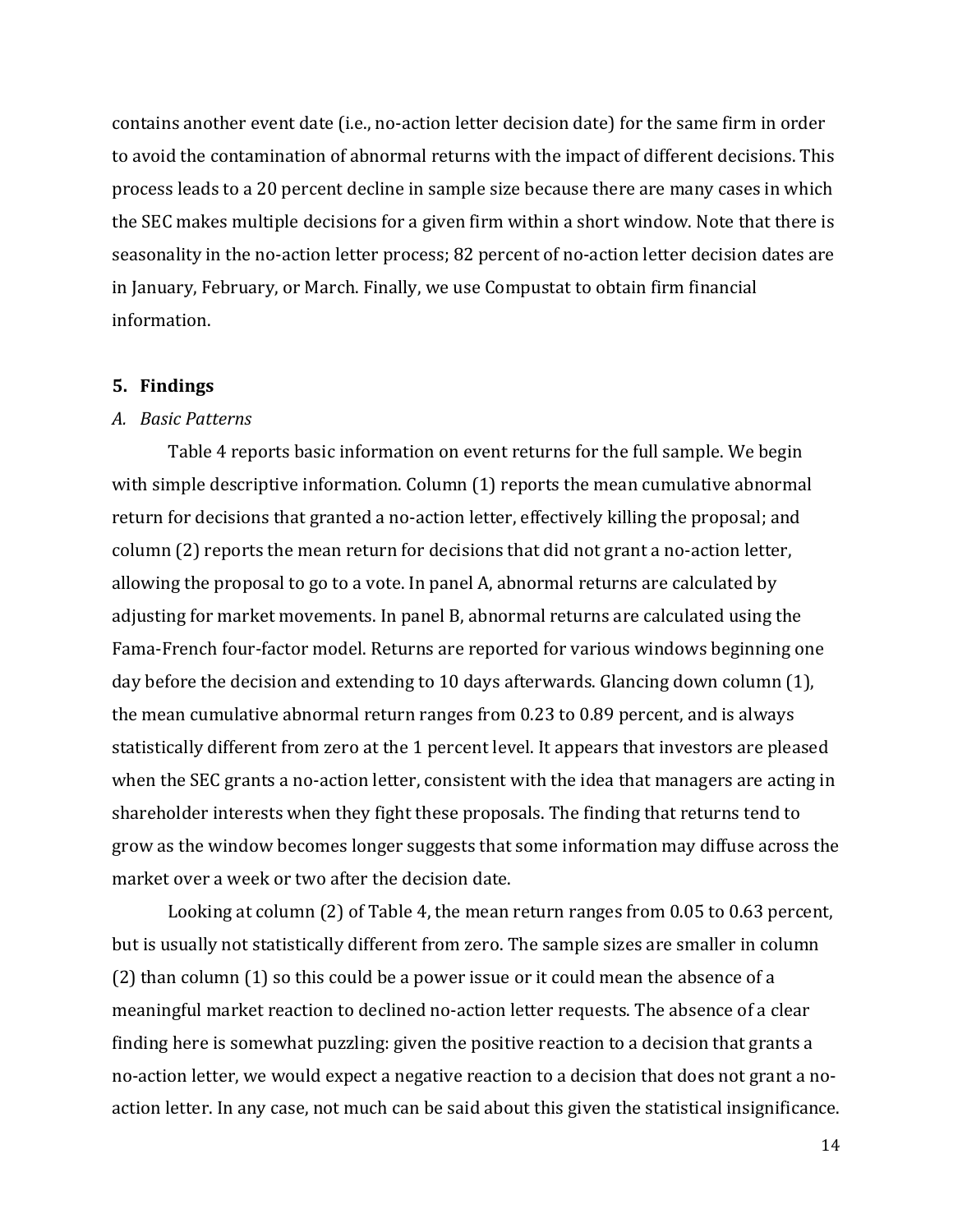contains another event date (i.e., no-action letter decision date) for the same firm in order to avoid the contamination of abnormal returns with the impact of different decisions. This process leads to a 20 percent decline in sample size because there are many cases in which the SEC makes multiple decisions for a given firm within a short window. Note that there is seasonality in the no-action letter process; 82 percent of no-action letter decision dates are in January, February, or March. Finally, we use Compustat to obtain firm financial information.

## 5. Findings

### *A. Basic Patterns*

Table 4 reports basic information on event returns for the full sample. We begin with simple descriptive information. Column (1) reports the mean cumulative abnormal return for decisions that granted a no-action letter, effectively killing the proposal; and column (2) reports the mean return for decisions that did not grant a no-action letter, allowing the proposal to go to a vote. In panel A, abnormal returns are calculated by adjusting for market movements. In panel B, abnormal returns are calculated using the Fama-French four-factor model. Returns are reported for various windows beginning one day before the decision and extending to 10 days afterwards. Glancing down column (1), the mean cumulative abnormal return ranges from 0.23 to 0.89 percent, and is always statistically different from zero at the 1 percent level. It appears that investors are pleased when the SEC grants a no-action letter, consistent with the idea that managers are acting in shareholder interests when they fight these proposals. The finding that returns tend to grow as the window becomes longer suggests that some information may diffuse across the market over a week or two after the decision date.

Looking at column (2) of Table 4, the mean return ranges from 0.05 to 0.63 percent, but is usually not statistically different from zero. The sample sizes are smaller in column (2) than column (1) so this could be a power issue or it could mean the absence of a meaningful market reaction to declined no-action letter requests. The absence of a clear finding here is somewhat puzzling: given the positive reaction to a decision that grants a no-action letter, we would expect a negative reaction to a decision that does not grant a no-action letter. In any case, not much can be said about this given the statistical insignificance.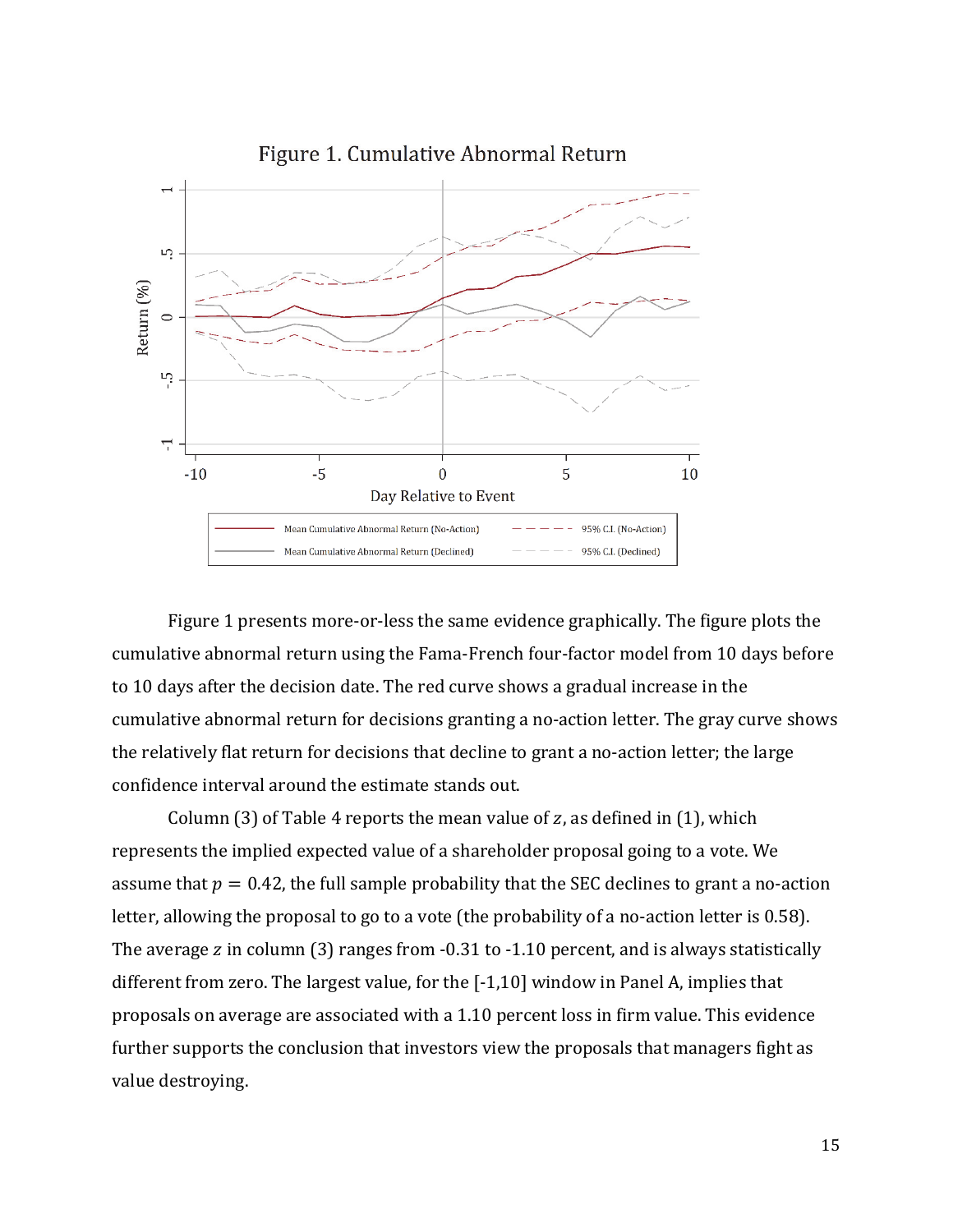Figure 1. Cumulative Abnormal Return

Figure 1 presents more-or-less the same evidence graphically. The figure plots the cumulative abnormal return using the Fama-French four-factor model from 10 days before to 10 days after the decision date. The red curve shows a gradual increase in the cumulative abnormal return for decisions granting a no-action letter. The gray curve shows the relatively flat return for decisions that decline to grant a no-action letter; the large confidence interval around the estimate stands out.

Column (3) of Table 4 reports the mean value of $z$, as defined in (1), which represents the implied expected value of a shareholder proposal going to a vote. We assume that $p = 0.42$, the full sample probability that the SEC declines to grant a no-action letter, allowing the proposal to go to a vote (the probability of a no-action letter is 0.58). The average $z$ in column (3) ranges from -0.31 to -1.10 percent, and is always statistically different from zero. The largest value, for the [-1,10] window in Panel A, implies that proposals on average are associated with a 1.10 percent loss in firm value. This evidence further supports the conclusion that investors view the proposals that managers fight as value destroying.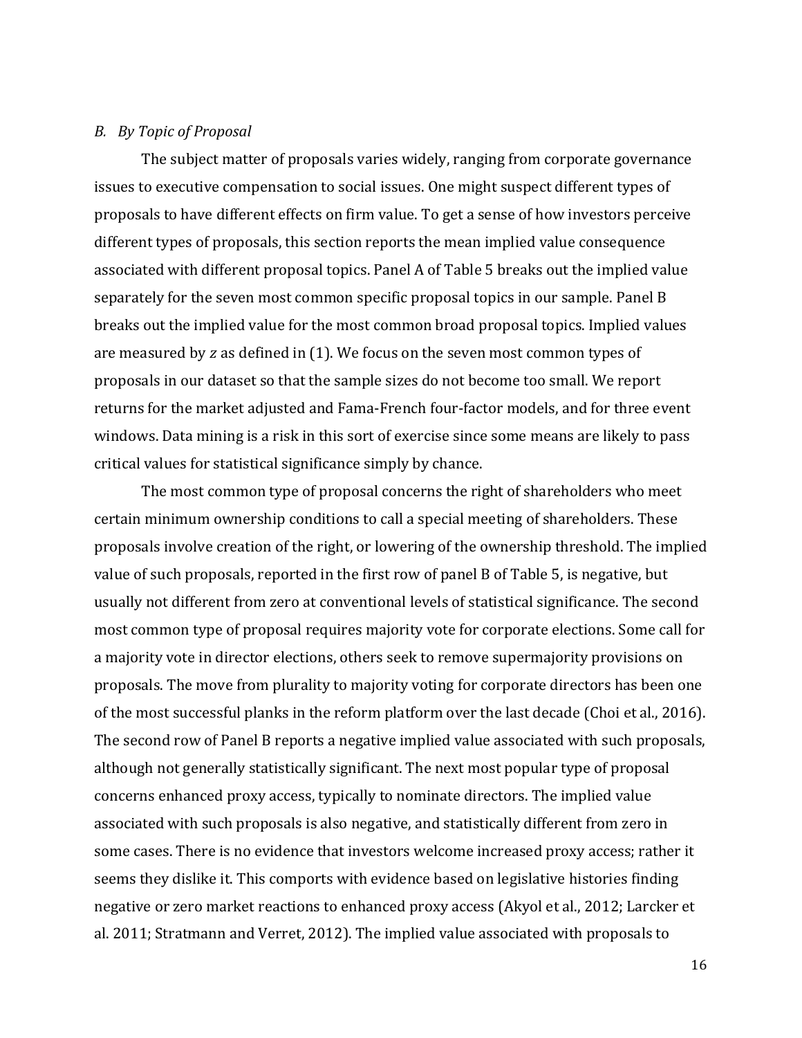### *B. By Topic of Proposal*

The subject matter of proposals varies widely, ranging from corporate governance issues to executive compensation to social issues. One might suspect different types of proposals to have different effects on firm value. To get a sense of how investors perceive different types of proposals, this section reports the mean implied value consequence associated with different proposal topics. Panel A of Table 5 breaks out the implied value separately for the seven most common specific proposal topics in our sample. Panel B breaks out the implied value for the most common broad proposal topics. Implied values are measured by $z$ as defined in (1). We focus on the seven most common types of proposals in our dataset so that the sample sizes do not become too small. We report returns for the market adjusted and Fama-French four-factor models, and for three event windows. Data mining is a risk in this sort of exercise since some means are likely to pass critical values for statistical significance simply by chance.

The most common type of proposal concerns the right of shareholders who meet certain minimum ownership conditions to call a special meeting of shareholders. These proposals involve creation of the right, or lowering of the ownership threshold. The implied value of such proposals, reported in the first row of panel B of Table 5, is negative, but usually not different from zero at conventional levels of statistical significance. The second most common type of proposal requires majority vote for corporate elections. Some call for a majority vote in director elections, others seek to remove supermajority provisions on proposals. The move from plurality to majority voting for corporate directors has been one of the most successful planks in the reform platform over the last decade (Choi et al., 2016). The second row of Panel B reports a negative implied value associated with such proposals, although not generally statistically significant. The next most popular type of proposal concerns enhanced proxy access, typically to nominate directors. The implied value associated with such proposals is also negative, and statistically different from zero in some cases. There is no evidence that investors welcome increased proxy access; rather it seems they dislike it. This comports with evidence based on legislative histories finding negative or zero market reactions to enhanced proxy access (Akyol et al., 2012; Larcker et al. 2011; Stratmann and Verret, 2012). The implied value associated with proposals to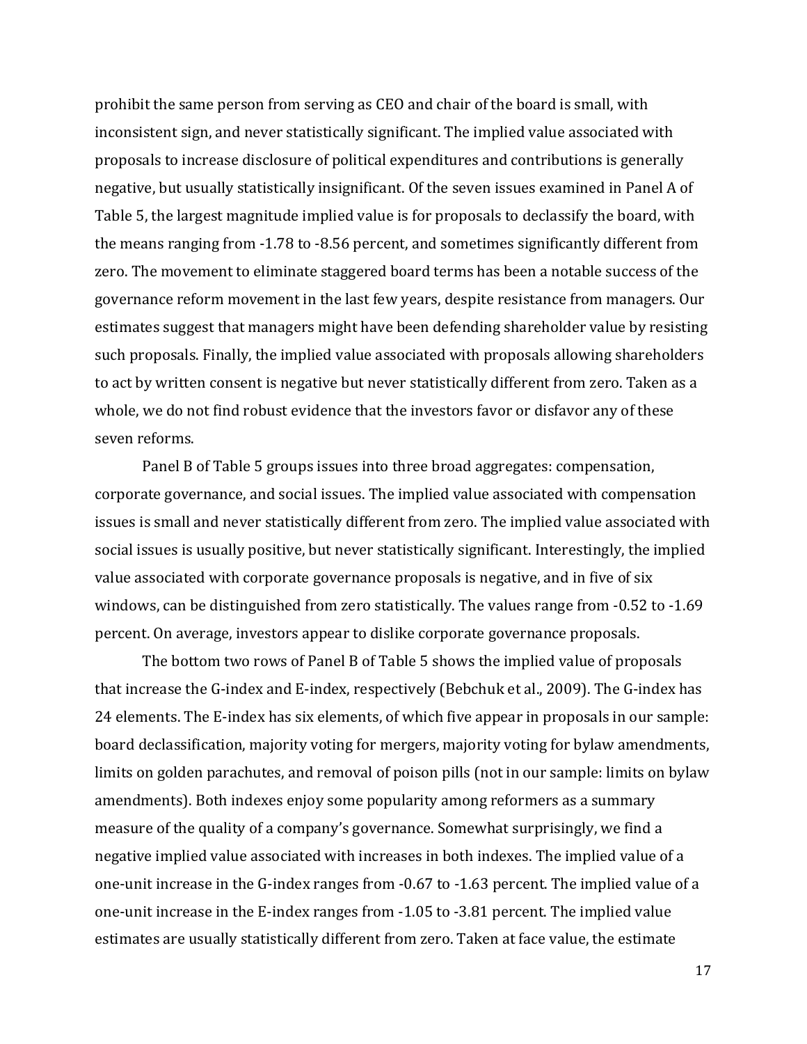prohibit the same person from serving as CEO and chair of the board is small, with inconsistent sign, and never statistically significant. The implied value associated with proposals to increase disclosure of political expenditures and contributions is generally negative, but usually statistically insignificant. Of the seven issues examined in Panel A of Table 5, the largest magnitude implied value is for proposals to declassify the board, with the means ranging from -1.78 to -8.56 percent, and sometimes significantly different from zero. The movement to eliminate staggered board terms has been a notable success of the governance reform movement in the last few years, despite resistance from managers. Our estimates suggest that managers might have been defending shareholder value by resisting such proposals. Finally, the implied value associated with proposals allowing shareholders to act by written consent is negative but never statistically different from zero. Taken as a whole, we do not find robust evidence that the investors favor or disfavor any of these seven reforms.

Panel B of Table 5 groups issues into three broad aggregates: compensation, corporate governance, and social issues. The implied value associated with compensation issues is small and never statistically different from zero. The implied value associated with social issues is usually positive, but never statistically significant. Interestingly, the implied value associated with corporate governance proposals is negative, and in five of six windows, can be distinguished from zero statistically. The values range from -0.52 to -1.69 percent. On average, investors appear to dislike corporate governance proposals.

The bottom two rows of Panel B of Table 5 shows the implied value of proposals that increase the G-index and E-index, respectively (Bebchuk et al., 2009). The G-index has 24 elements. The E-index has six elements, of which five appear in proposals in our sample: board declassification, majority voting for mergers, majority voting for bylaw amendments, limits on golden parachutes, and removal of poison pills (not in our sample: limits on bylaw amendments). Both indexes enjoy some popularity among reformers as a summary measure of the quality of a company's governance. Somewhat surprisingly, we find a negative implied value associated with increases in both indexes. The implied value of a one-unit increase in the G-index ranges from -0.67 to -1.63 percent. The implied value of a one-unit increase in the E-index ranges from -1.05 to -3.81 percent. The implied value estimates are usually statistically different from zero. Taken at face value, the estimate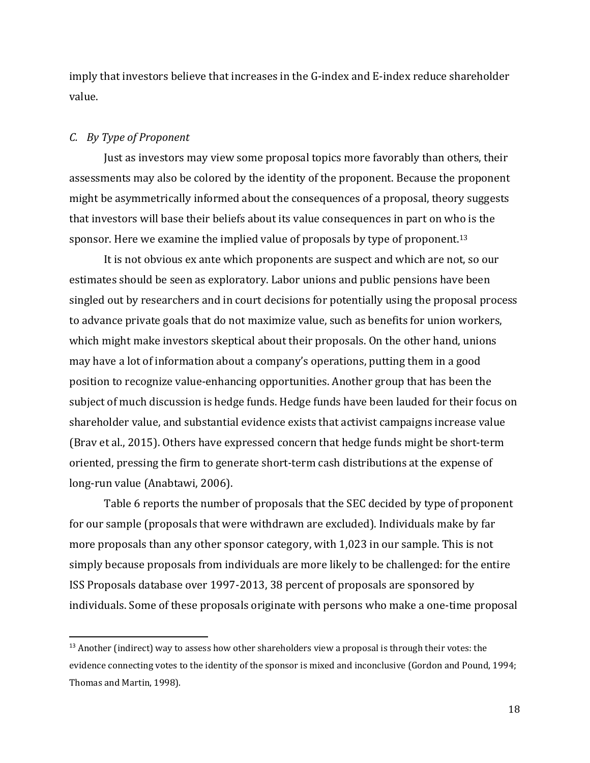imply that investors believe that increases in the G-index and E-index reduce shareholder value.

### *C. By Type of Proponent*

Just as investors may view some proposal topics more favorably than others, their assessments may also be colored by the identity of the proponent. Because the proponent might be asymmetrically informed about the consequences of a proposal, theory suggests that investors will base their beliefs about its value consequences in part on who is the sponsor. Here we examine the implied value of proposals by type of proponent.[13]

It is not obvious ex ante which proponents are suspect and which are not, so our estimates should be seen as exploratory. Labor unions and public pensions have been singled out by researchers and in court decisions for potentially using the proposal process to advance private goals that do not maximize value, such as benefits for union workers, which might make investors skeptical about their proposals. On the other hand, unions may have a lot of information about a company's operations, putting them in a good position to recognize value-enhancing opportunities. Another group that has been the subject of much discussion is hedge funds. Hedge funds have been lauded for their focus on shareholder value, and substantial evidence exists that activist campaigns increase value (Brav et al., 2015). Others have expressed concern that hedge funds might be short-term oriented, pressing the firm to generate short-term cash distributions at the expense of long-run value (Anabtawi, 2006).

Table 6 reports the number of proposals that the SEC decided by type of proponent for our sample (proposals that were withdrawn are excluded). Individuals make by far more proposals than any other sponsor category, with 1,023 in our sample. This is not simply because proposals from individuals are more likely to be challenged: for the entire ISS Proposals database over 1997-2013, 38 percent of proposals are sponsored by individuals. Some of these proposals originate with persons who make a one-time proposal

[13] Another (indirect) way to assess how other shareholders view a proposal is through their votes: the evidence connecting votes to the identity of the sponsor is mixed and inconclusive (Gordon and Pound, 1994; Thomas and Martin, 1998).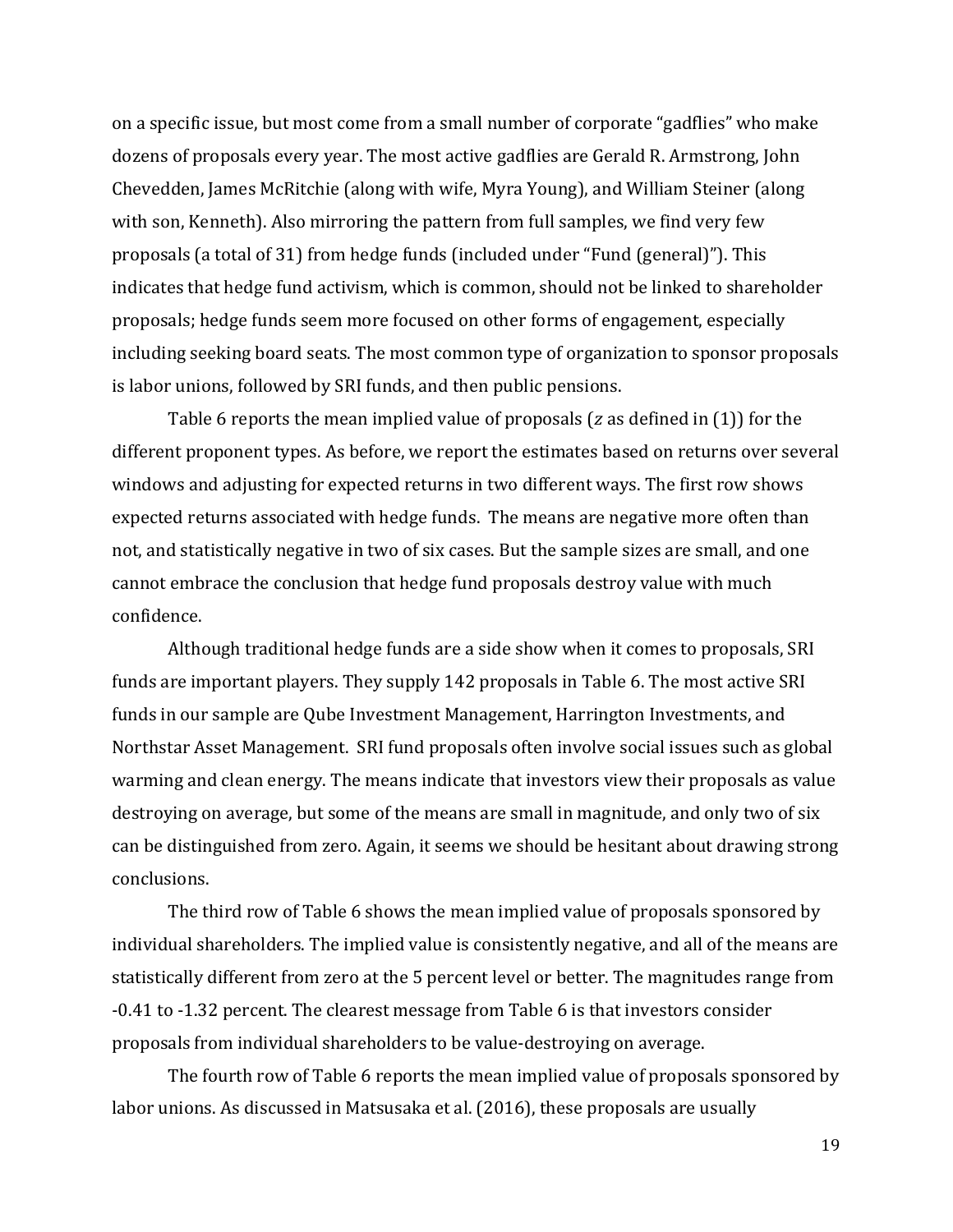on a specific issue, but most come from a small number of corporate "gadflies" who make dozens of proposals every year. The most active gadflies are Gerald R. Armstrong, John Chevedden, James McRitchie (along with wife, Myra Young), and William Steiner (along with son, Kenneth). Also mirroring the pattern from full samples, we find very few proposals (a total of 31) from hedge funds (included under "Fund (general)"). This indicates that hedge fund activism, which is common, should not be linked to shareholder proposals; hedge funds seem more focused on other forms of engagement, especially including seeking board seats. The most common type of organization to sponsor proposals is labor unions, followed by SRI funds, and then public pensions.

Table 6 reports the mean implied value of proposals ($z$ as defined in (1)) for the different proponent types. As before, we report the estimates based on returns over several windows and adjusting for expected returns in two different ways. The first row shows expected returns associated with hedge funds. The means are negative more often than not, and statistically negative in two of six cases. But the sample sizes are small, and one cannot embrace the conclusion that hedge fund proposals destroy value with much confidence.

Although traditional hedge funds are a side show when it comes to proposals, SRI funds are important players. They supply 142 proposals in Table 6. The most active SRI funds in our sample are Qube Investment Management, Harrington Investments, and Northstar Asset Management. SRI fund proposals often involve social issues such as global warming and clean energy. The means indicate that investors view their proposals as value destroying on average, but some of the means are small in magnitude, and only two of six can be distinguished from zero. Again, it seems we should be hesitant about drawing strong conclusions.

The third row of Table 6 shows the mean implied value of proposals sponsored by individual shareholders. The implied value is consistently negative, and all of the means are statistically different from zero at the 5 percent level or better. The magnitudes range from -0.41 to -1.32 percent. The clearest message from Table 6 is that investors consider proposals from individual shareholders to be value-destroying on average.

The fourth row of Table 6 reports the mean implied value of proposals sponsored by labor unions. As discussed in Matsusaka et al. (2016), these proposals are usually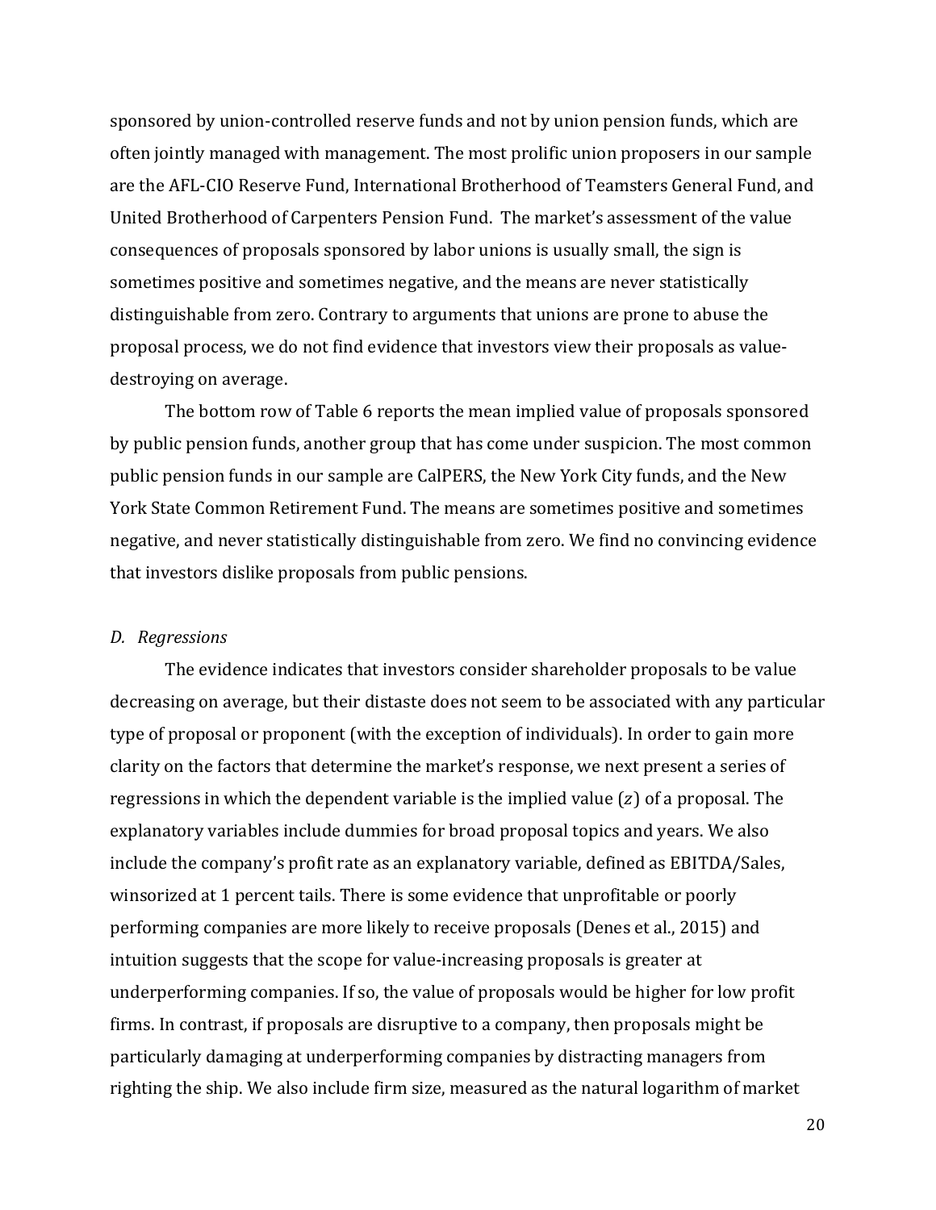sponsored by union-controlled reserve funds and not by union pension funds, which are often jointly managed with management. The most prolific union proposers in our sample are the AFL-CIO Reserve Fund, International Brotherhood of Teamsters General Fund, and United Brotherhood of Carpenters Pension Fund. The market's assessment of the value consequences of proposals sponsored by labor unions is usually small, the sign is sometimes positive and sometimes negative, and the means are never statistically distinguishable from zero. Contrary to arguments that unions are prone to abuse the proposal process, we do not find evidence that investors view their proposals as value-destroying on average.

The bottom row of Table 6 reports the mean implied value of proposals sponsored by public pension funds, another group that has come under suspicion. The most common public pension funds in our sample are CalPERS, the New York City funds, and the New York State Common Retirement Fund. The means are sometimes positive and sometimes negative, and never statistically distinguishable from zero. We find no convincing evidence that investors dislike proposals from public pensions.

### *D. Regressions*

The evidence indicates that investors consider shareholder proposals to be value decreasing on average, but their distaste does not seem to be associated with any particular type of proposal or proponent (with the exception of individuals). In order to gain more clarity on the factors that determine the market's response, we next present a series of regressions in which the dependent variable is the implied value ($z$) of a proposal. The explanatory variables include dummies for broad proposal topics and years. We also include the company's profit rate as an explanatory variable, defined as EBITDA/Sales, winsorized at 1 percent tails. There is some evidence that unprofitable or poorly performing companies are more likely to receive proposals (Denes et al., 2015) and intuition suggests that the scope for value-increasing proposals is greater at underperforming companies. If so, the value of proposals would be higher for low profit firms. In contrast, if proposals are disruptive to a company, then proposals might be particularly damaging at underperforming companies by distracting managers from righting the ship. We also include firm size, measured as the natural logarithm of market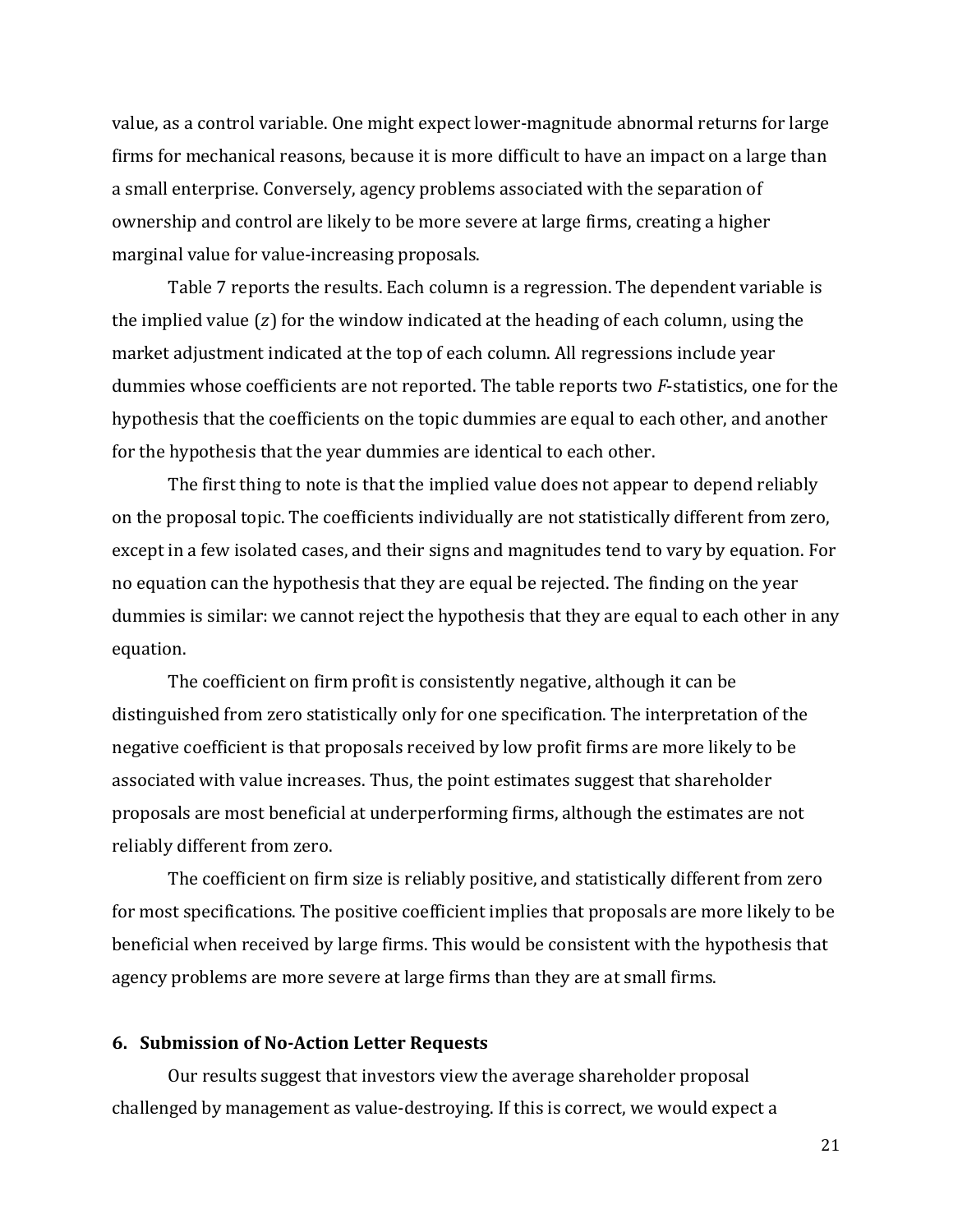value, as a control variable. One might expect lower-magnitude abnormal returns for large firms for mechanical reasons, because it is more difficult to have an impact on a large than a small enterprise. Conversely, agency problems associated with the separation of ownership and control are likely to be more severe at large firms, creating a higher marginal value for value-increasing proposals.

Table 7 reports the results. Each column is a regression. The dependent variable is the implied value ($z$) for the window indicated at the heading of each column, using the market adjustment indicated at the top of each column. All regressions include year dummies whose coefficients are not reported. The table reports two $F$-statistics, one for the hypothesis that the coefficients on the topic dummies are equal to each other, and another for the hypothesis that the year dummies are identical to each other.

The first thing to note is that the implied value does not appear to depend reliably on the proposal topic. The coefficients individually are not statistically different from zero, except in a few isolated cases, and their signs and magnitudes tend to vary by equation. For no equation can the hypothesis that they are equal be rejected. The finding on the year dummies is similar: we cannot reject the hypothesis that they are equal to each other in any equation.

The coefficient on firm profit is consistently negative, although it can be distinguished from zero statistically only for one specification. The interpretation of the negative coefficient is that proposals received by low profit firms are more likely to be associated with value increases. Thus, the point estimates suggest that shareholder proposals are most beneficial at underperforming firms, although the estimates are not reliably different from zero.

The coefficient on firm size is reliably positive, and statistically different from zero for most specifications. The positive coefficient implies that proposals are more likely to be beneficial when received by large firms. This would be consistent with the hypothesis that agency problems are more severe at large firms than they are at small firms.

## 6. Submission of No-Action Letter Requests

Our results suggest that investors view the average shareholder proposal challenged by management as value-destroying. If this is correct, we would expect a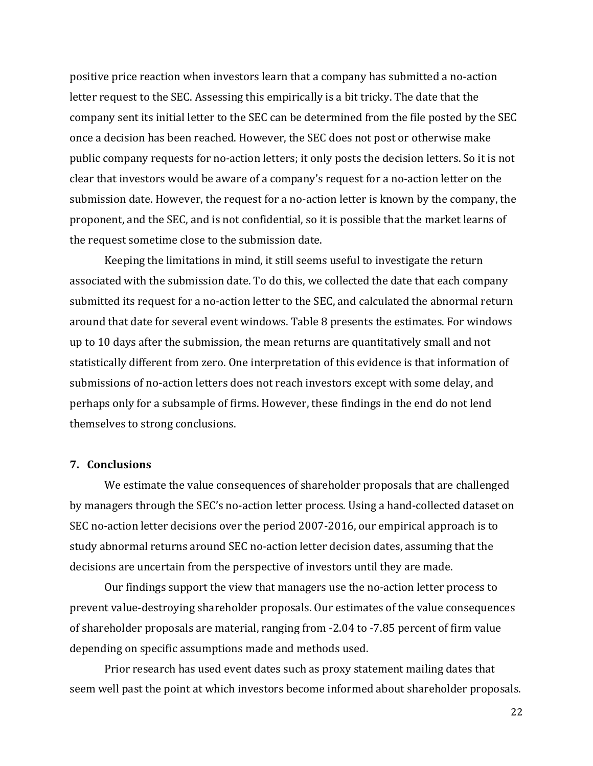positive price reaction when investors learn that a company has submitted a no-action letter request to the SEC. Assessing this empirically is a bit tricky. The date that the company sent its initial letter to the SEC can be determined from the file posted by the SEC once a decision has been reached. However, the SEC does not post or otherwise make public company requests for no-action letters; it only posts the decision letters. So it is not clear that investors would be aware of a company's request for a no-action letter on the submission date. However, the request for a no-action letter is known by the company, the proponent, and the SEC, and is not confidential, so it is possible that the market learns of the request sometime close to the submission date.

Keeping the limitations in mind, it still seems useful to investigate the return associated with the submission date. To do this, we collected the date that each company submitted its request for a no-action letter to the SEC, and calculated the abnormal return around that date for several event windows. Table 8 presents the estimates. For windows up to 10 days after the submission, the mean returns are quantitatively small and not statistically different from zero. One interpretation of this evidence is that information of submissions of no-action letters does not reach investors except with some delay, and perhaps only for a subsample of firms. However, these findings in the end do not lend themselves to strong conclusions.

## 7. Conclusions

We estimate the value consequences of shareholder proposals that are challenged by managers through the SEC's no-action letter process. Using a hand-collected dataset on SEC no-action letter decisions over the period 2007-2016, our empirical approach is to study abnormal returns around SEC no-action letter decision dates, assuming that the decisions are uncertain from the perspective of investors until they are made.

Our findings support the view that managers use the no-action letter process to prevent value-destroying shareholder proposals. Our estimates of the value consequences of shareholder proposals are material, ranging from -2.04 to -7.85 percent of firm value depending on specific assumptions made and methods used.

Prior research has used event dates such as proxy statement mailing dates that seem well past the point at which investors become informed about shareholder proposals.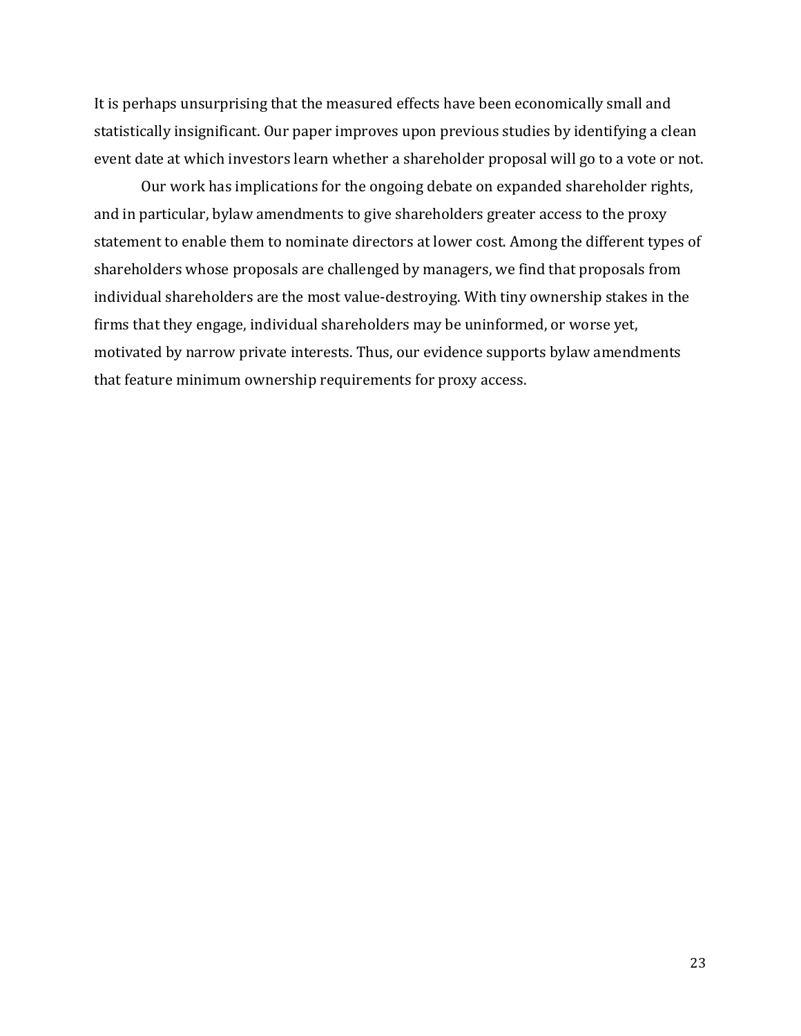It is perhaps unsurprising that the measured effects have been economically small and statistically insignificant. Our paper improves upon previous studies by identifying a clean event date at which investors learn whether a shareholder proposal will go to a vote or not.

Our work has implications for the ongoing debate on expanded shareholder rights, and in particular, bylaw amendments to give shareholders greater access to the proxy statement to enable them to nominate directors at lower cost. Among the different types of shareholders whose proposals are challenged by managers, we find that proposals from individual shareholders are the most value-destroying. With tiny ownership stakes in the firms that they engage, individual shareholders may be uninformed, or worse yet, motivated by narrow private interests. Thus, our evidence supports bylaw amendments that feature minimum ownership requirements for proxy access.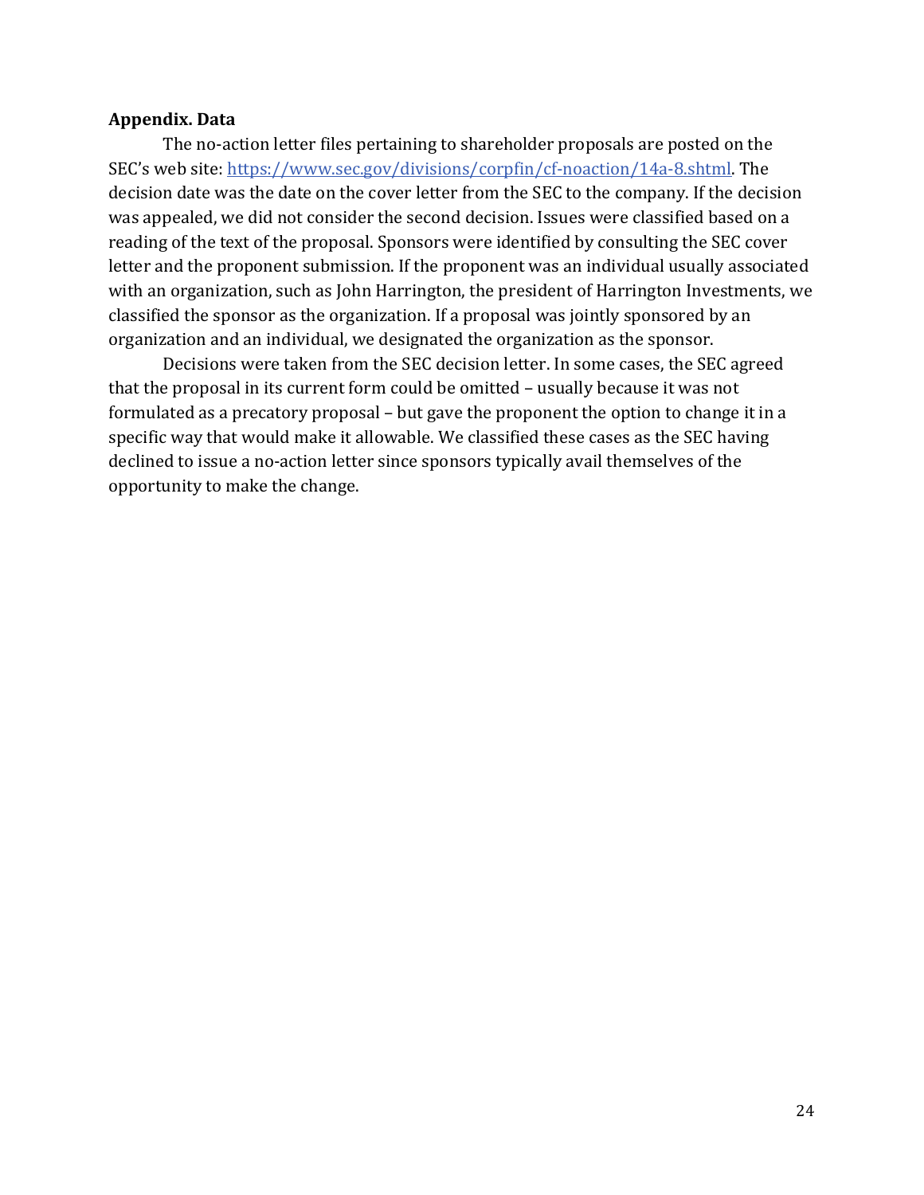## Appendix. Data

The no-action letter files pertaining to shareholder proposals are posted on the SEC's web site: [https://www.sec.gov/divisions/corpfin/cf-noaction/14a-8.shtml](https://www.sec.gov/divisions/corpfin/cf-noaction/14a-8.shtml). The decision date was the date on the cover letter from the SEC to the company. If the decision was appealed, we did not consider the second decision. Issues were classified based on a reading of the text of the proposal. Sponsors were identified by consulting the SEC cover letter and the proponent submission. If the proponent was an individual usually associated with an organization, such as John Harrington, the president of Harrington Investments, we classified the sponsor as the organization. If a proposal was jointly sponsored by an organization and an individual, we designated the organization as the sponsor.

Decisions were taken from the SEC decision letter. In some cases, the SEC agreed that the proposal in its current form could be omitted – usually because it was not formulated as a precatory proposal – but gave the proponent the option to change it in a specific way that would make it allowable. We classified these cases as the SEC having declined to issue a no-action letter since sponsors typically avail themselves of the opportunity to make the change.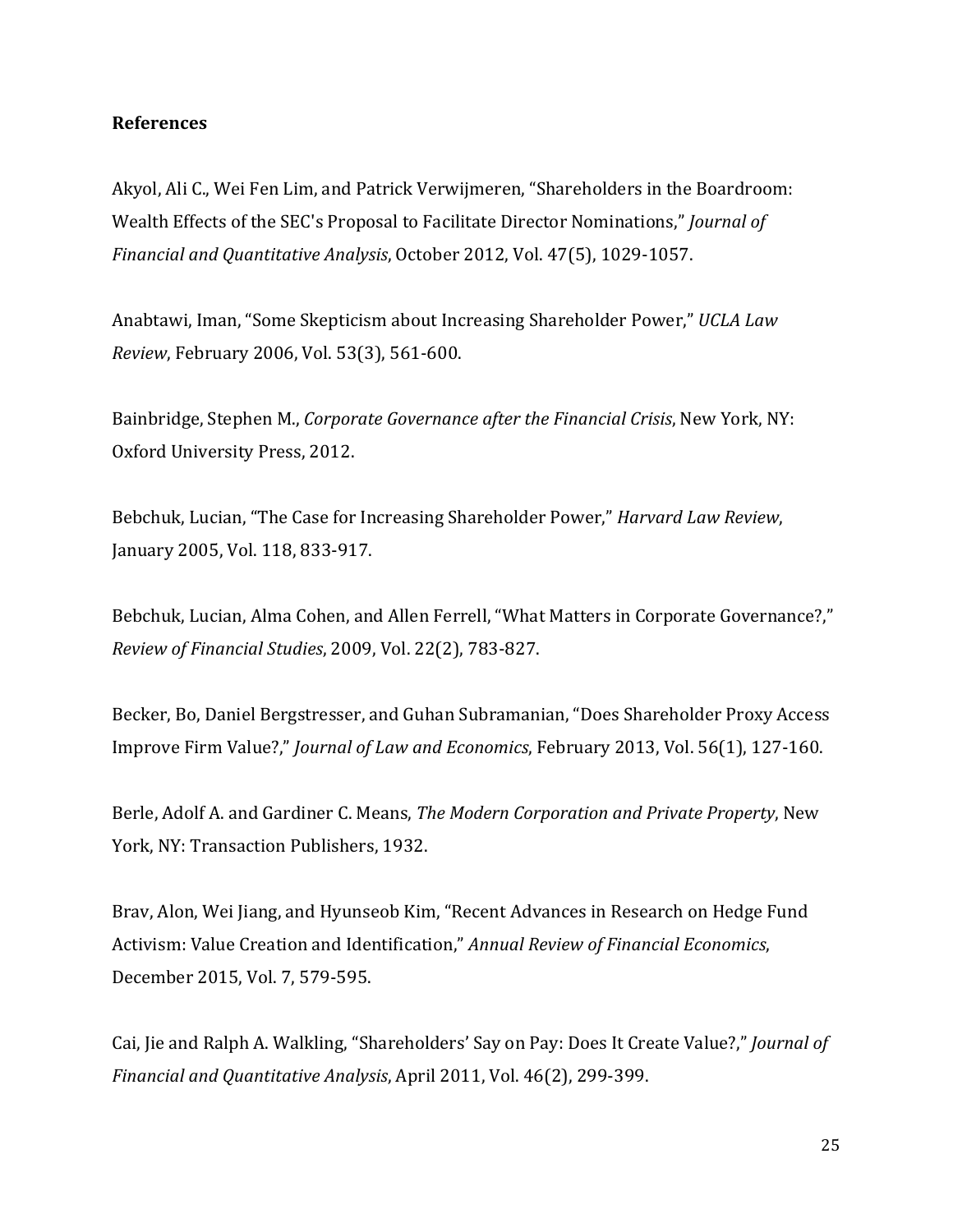**References**

Akyol, Ali C., Wei Fen Lim, and Patrick Verwijmeren, "Shareholders in the Boardroom: Wealth Effects of the SEC's Proposal to Facilitate Director Nominations," *Journal of Financial and Quantitative Analysis*, October 2012, Vol. 47(5), 1029-1057.

Anabtawi, Iman, "Some Skepticism about Increasing Shareholder Power," *UCLA Law Review*, February 2006, Vol. 53(3), 561-600.

Bainbridge, Stephen M., *Corporate Governance after the Financial Crisis*, New York, NY: Oxford University Press, 2012.

Bebchuk, Lucian, "The Case for Increasing Shareholder Power," *Harvard Law Review*, January 2005, Vol. 118, 833-917.

Bebchuk, Lucian, Alma Cohen, and Allen Ferrell, "What Matters in Corporate Governance?," *Review of Financial Studies*, 2009, Vol. 22(2), 783-827.

Becker, Bo, Daniel Bergstresser, and Guhan Subramanian, "Does Shareholder Proxy Access Improve Firm Value?," *Journal of Law and Economics*, February 2013, Vol. 56(1), 127-160.

Berle, Adolf A. and Gardiner C. Means, *The Modern Corporation and Private Property*, New York, NY: Transaction Publishers, 1932.

Brav, Alon, Wei Jiang, and Hyunseob Kim, "Recent Advances in Research on Hedge Fund Activism: Value Creation and Identification," *Annual Review of Financial Economics*, December 2015, Vol. 7, 579-595.

Cai, Jie and Ralph A. Walkling, "Shareholders' Say on Pay: Does It Create Value?," *Journal of Financial and Quantitative Analysis*, April 2011, Vol. 46(2), 299-399.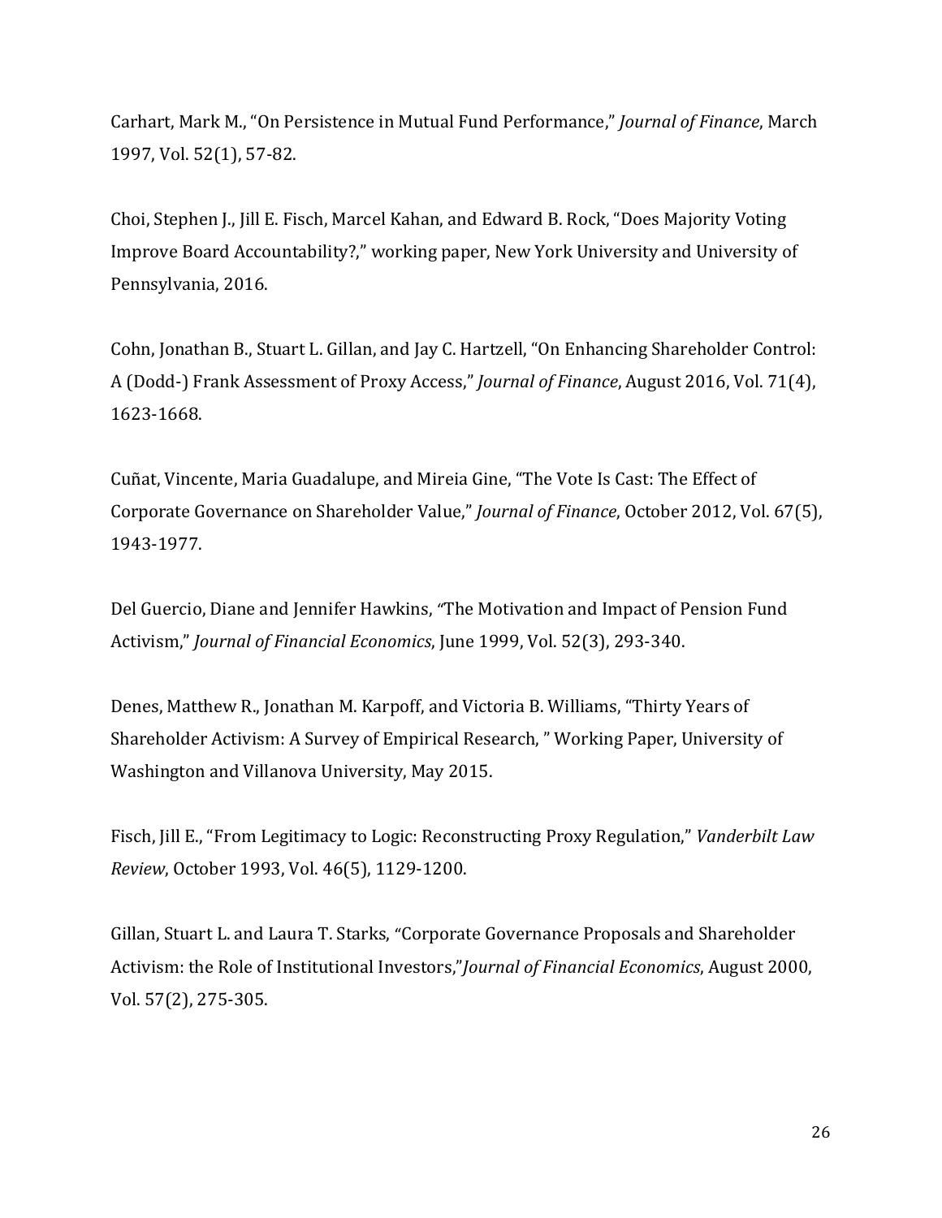Carhart, Mark M., "On Persistence in Mutual Fund Performance," *Journal of Finance*, March 1997, Vol. 52(1), 57-82.

Choi, Stephen J., Jill E. Fisch, Marcel Kahan, and Edward B. Rock, "Does Majority Voting Improve Board Accountability?," working paper, New York University and University of Pennsylvania, 2016.

Cohn, Jonathan B., Stuart L. Gillan, and Jay C. Hartzell, "On Enhancing Shareholder Control: A (Dodd-) Frank Assessment of Proxy Access," *Journal of Finance*, August 2016, Vol. 71(4), 1623-1668.

Cuñat, Vincente, Maria Guadalupe, and Mireia Gine, "The Vote Is Cast: The Effect of Corporate Governance on Shareholder Value," *Journal of Finance*, October 2012, Vol. 67(5), 1943-1977.

Del Guercio, Diane and Jennifer Hawkins, "The Motivation and Impact of Pension Fund Activism," *Journal of Financial Economics*, June 1999, Vol. 52(3), 293-340.

Denes, Matthew R., Jonathan M. Karpoff, and Victoria B. Williams, "Thirty Years of Shareholder Activism: A Survey of Empirical Research, " Working Paper, University of Washington and Villanova University, May 2015.

Fisch, Jill E., "From Legitimacy to Logic: Reconstructing Proxy Regulation," *Vanderbilt Law Review*, October 1993, Vol. 46(5), 1129-1200.

Gillan, Stuart L. and Laura T. Starks, "Corporate Governance Proposals and Shareholder Activism: the Role of Institutional Investors,"*Journal of Financial Economics*, August 2000, Vol. 57(2), 275-305.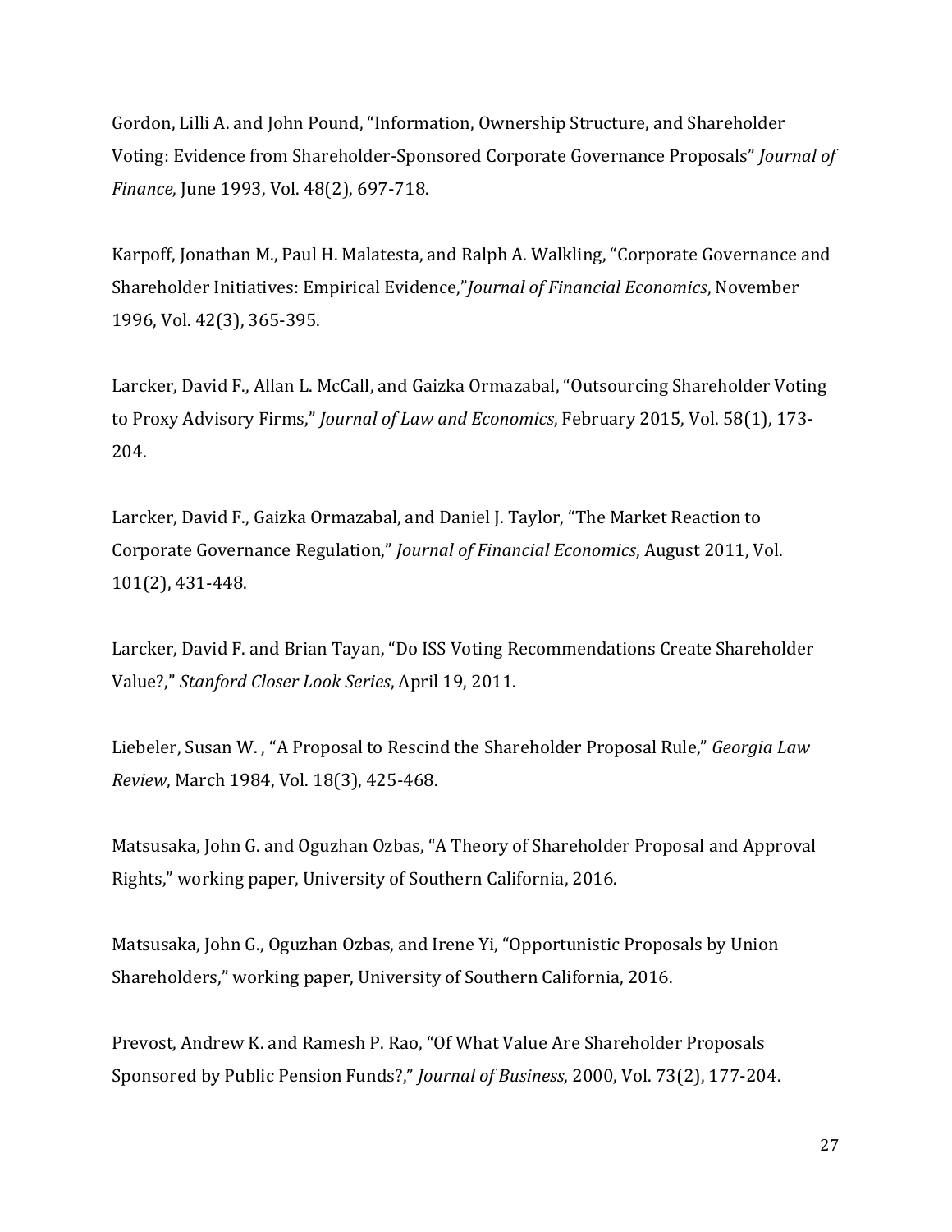Gordon, Lilli A. and John Pound, "Information, Ownership Structure, and Shareholder Voting: Evidence from Shareholder-Sponsored Corporate Governance Proposals" *Journal of Finance*, June 1993, Vol. 48(2), 697-718.

Karpoff, Jonathan M., Paul H. Malatesta, and Ralph A. Walkling, "Corporate Governance and Shareholder Initiatives: Empirical Evidence,"*Journal of Financial Economics*, November 1996, Vol. 42(3), 365-395.

Larcker, David F., Allan L. McCall, and Gaizka Ormazabal, "Outsourcing Shareholder Voting to Proxy Advisory Firms," *Journal of Law and Economics*, February 2015, Vol. 58(1), 173-204.

Larcker, David F., Gaizka Ormazabal, and Daniel J. Taylor, "The Market Reaction to Corporate Governance Regulation," *Journal of Financial Economics*, August 2011, Vol. 101(2), 431-448.

Larcker, David F. and Brian Tayan, "Do ISS Voting Recommendations Create Shareholder Value?," *Stanford Closer Look Series*, April 19, 2011.

Liebeler, Susan W. , "A Proposal to Rescind the Shareholder Proposal Rule," *Georgia Law Review*, March 1984, Vol. 18(3), 425-468.

Matsusaka, John G. and Oguzhan Ozbas, "A Theory of Shareholder Proposal and Approval Rights," working paper, University of Southern California, 2016.

Matsusaka, John G., Oguzhan Ozbas, and Irene Yi, "Opportunistic Proposals by Union Shareholders," working paper, University of Southern California, 2016.

Prevost, Andrew K. and Ramesh P. Rao, "Of What Value Are Shareholder Proposals Sponsored by Public Pension Funds?," *Journal of Business*, 2000, Vol. 73(2), 177-204.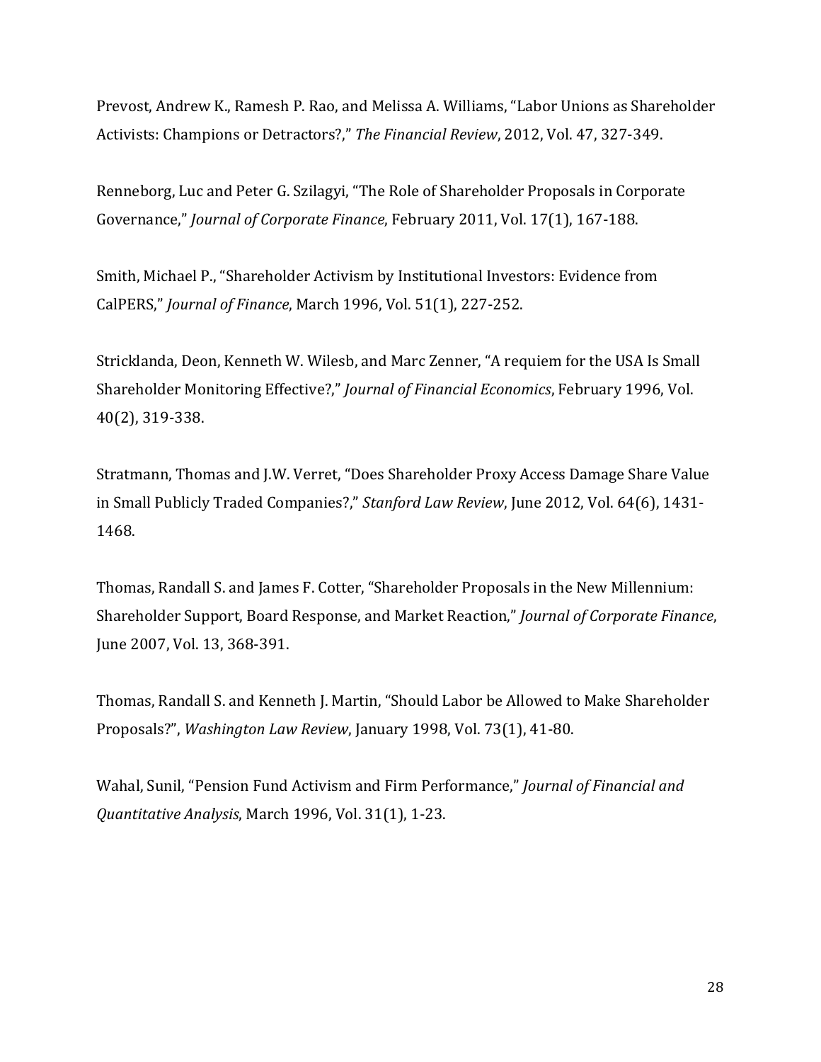Prevost, Andrew K., Ramesh P. Rao, and Melissa A. Williams, "Labor Unions as Shareholder Activists: Champions or Detractors?," *The Financial Review*, 2012, Vol. 47, 327-349.

Renneborg, Luc and Peter G. Szilagyi, "The Role of Shareholder Proposals in Corporate Governance," *Journal of Corporate Finance*, February 2011, Vol. 17(1), 167-188.

Smith, Michael P., "Shareholder Activism by Institutional Investors: Evidence from CalPERS," *Journal of Finance*, March 1996, Vol. 51(1), 227-252.

Stricklanda, Deon, Kenneth W. Wilesb, and Marc Zenner, "A requiem for the USA Is Small Shareholder Monitoring Effective?," *Journal of Financial Economics*, February 1996, Vol. 40(2), 319-338.

Stratmann, Thomas and J.W. Verret, "Does Shareholder Proxy Access Damage Share Value in Small Publicly Traded Companies?," *Stanford Law Review*, June 2012, Vol. 64(6), 1431-1468.

Thomas, Randall S. and James F. Cotter, "Shareholder Proposals in the New Millennium: Shareholder Support, Board Response, and Market Reaction," *Journal of Corporate Finance*, June 2007, Vol. 13, 368-391.

Thomas, Randall S. and Kenneth J. Martin, "Should Labor be Allowed to Make Shareholder Proposals?", *Washington Law Review*, January 1998, Vol. 73(1), 41-80.

Wahal, Sunil, "Pension Fund Activism and Firm Performance," *Journal of Financial and Quantitative Analysis*, March 1996, Vol. 31(1), 1-23.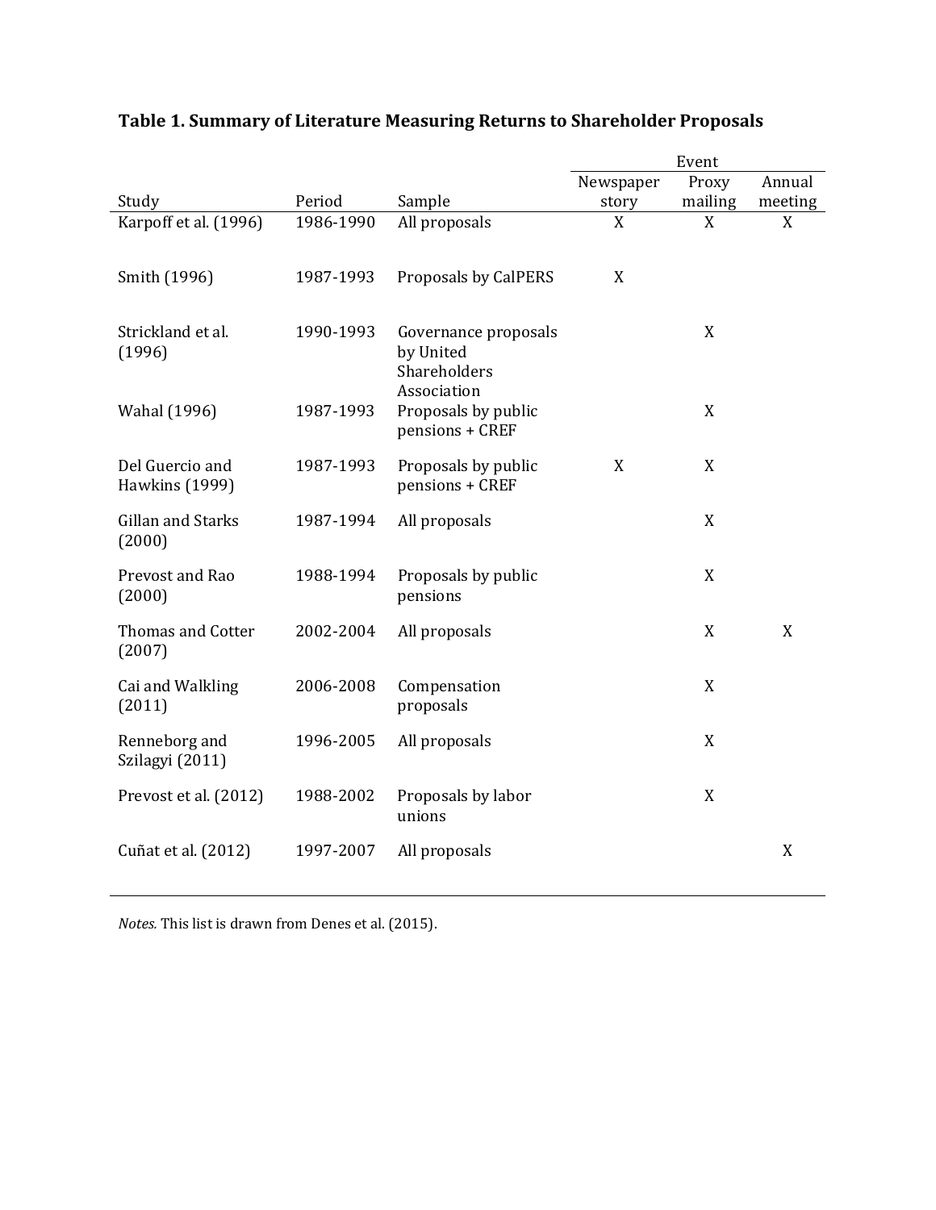**Table 1. Summary of Literature Measuring Returns to Shareholder Proposals**

| | | | Event | | |
|---|---|---|---|---|---|
| Study | Period | Sample | Newspaper story | Proxy mailing | Annual meeting |
| Karpoff et al. (1996) | 1986-1990 | All proposals | X | X | X |
| Smith (1996) | 1987-1993 | Proposals by CalPERS | X | | |
| Strickland et al. (1996) | 1990-1993 | Governance proposals by United Shareholders Association | | X | |
| Wahal (1996) | 1987-1993 | Proposals by public pensions + CREF | | X | |
| Del Guercio and Hawkins (1999) | 1987-1993 | Proposals by public pensions + CREF | X | X | |
| Gillan and Starks (2000) | 1987-1994 | All proposals | | X | |
| Prevost and Rao (2000) | 1988-1994 | Proposals by public pensions | | X | |
| Thomas and Cotter (2007) | 2002-2004 | All proposals | | X | X |
| Cai and Walkling (2011) | 2006-2008 | Compensation proposals | | X | |
| Renneborg and Szilagyi (2011) | 1996-2005 | All proposals | | X | |
| Prevost et al. (2012) | 1988-2002 | Proposals by labor unions | | X | |
| Cuñat et al. (2012) | 1997-2007 | All proposals | | | X |

*Notes.* This list is drawn from Denes et al. (2015).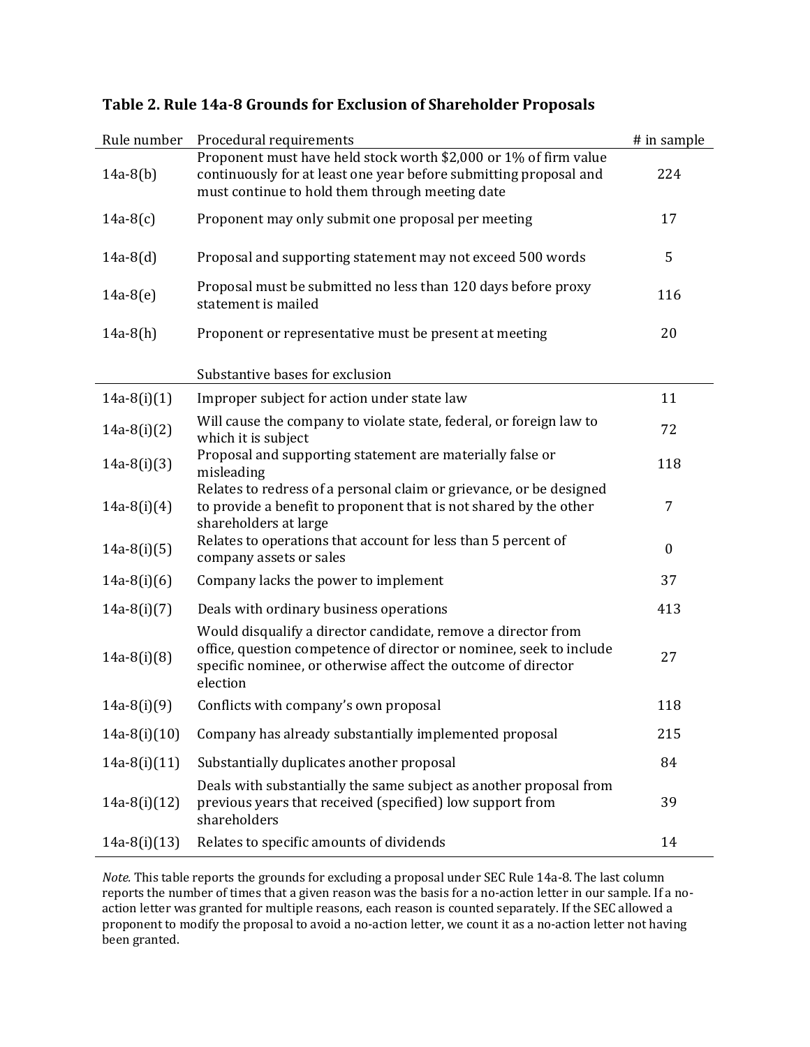**Table 2. Rule 14a-8 Grounds for Exclusion of Shareholder Proposals**

| Rule number | Procedural requirements | # in sample |
|---|---|---|
| 14a-8(b) | Proponent must have held stock worth $2,000 or 1% of firm value continuously for at least one year before submitting proposal and must continue to hold them through meeting date | 224 |
| 14a-8(c) | Proponent may only submit one proposal per meeting | 17 |
| 14a-8(d) | Proposal and supporting statement may not exceed 500 words | 5 |
| 14a-8(e) | Proposal must be submitted no less than 120 days before proxy statement is mailed | 116 |
| 14a-8(h) | Proponent or representative must be present at meeting | 20 |
| | Substantive bases for exclusion | |
| 14a-8(i)(1) | Improper subject for action under state law | 11 |
| 14a-8(i)(2) | Will cause the company to violate state, federal, or foreign law to which it is subject | 72 |
| 14a-8(i)(3) | Proposal and supporting statement are materially false or misleading | 118 |
| 14a-8(i)(4) | Relates to redress of a personal claim or grievance, or be designed to provide a benefit to proponent that is not shared by the other shareholders at large | 7 |
| 14a-8(i)(5) | Relates to operations that account for less than 5 percent of company assets or sales | 0 |
| 14a-8(i)(6) | Company lacks the power to implement | 37 |
| 14a-8(i)(7) | Deals with ordinary business operations | 413 |
| 14a-8(i)(8) | Would disqualify a director candidate, remove a director from office, question competence of director or nominee, seek to include specific nominee, or otherwise affect the outcome of director election | 27 |
| 14a-8(i)(9) | Conflicts with company's own proposal | 118 |
| 14a-8(i)(10) | Company has already substantially implemented proposal | 215 |
| 14a-8(i)(11) | Substantially duplicates another proposal | 84 |
| 14a-8(i)(12) | Deals with substantially the same subject as another proposal from previous years that received (specified) low support from shareholders | 39 |
| 14a-8(i)(13) | Relates to specific amounts of dividends | 14 |

*Note.* This table reports the grounds for excluding a proposal under SEC Rule 14a-8. The last column reports the number of times that a given reason was the basis for a no-action letter in our sample. If a no-action letter was granted for multiple reasons, each reason is counted separately. If the SEC allowed a proponent to modify the proposal to avoid a no-action letter, we count it as a no-action letter not having been granted.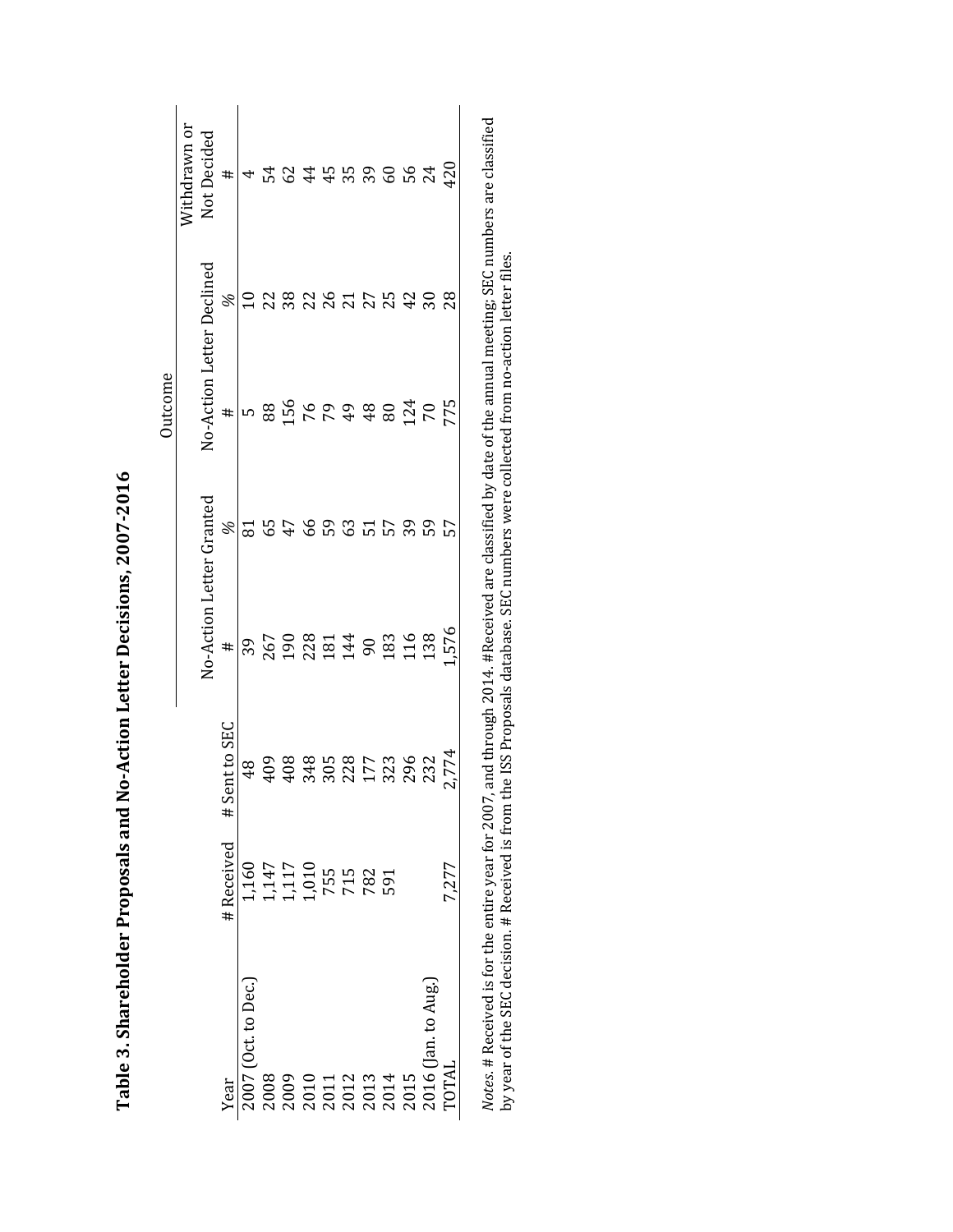**Table 3. Shareholder Proposals and No-Action Letter Decisions, 2007-2016**

| | | | Outcome | | | | |
|---|---|---|---|---|---|---|---|
| | | | No-Action Letter Granted | | No-Action Letter Declined | | Withdrawn or Not Decided |
| Year | # Received | # Sent to SEC | # | % | # | % | # |
| 2007 (Oct. to Dec.) | 1,160 | 48 | 39 | 81 | 5 | 10 | 4 |
| 2008 | 1,147 | 409 | 267 | 65 | 88 | 22 | 54 |
| 2009 | 1,117 | 408 | 190 | 47 | 156 | 38 | 62 |
| 2010 | 1,010 | 348 | 228 | 66 | 76 | 22 | 44 |
| 2011 | 755 | 305 | 181 | 59 | 79 | 26 | 45 |
| 2012 | 715 | 228 | 144 | 63 | 49 | 21 | 35 |
| 2013 | 782 | 177 | 90 | 51 | 48 | 27 | 39 |
| 2014 | 591 | 323 | 183 | 57 | 80 | 25 | 60 |
| 2015 | | 296 | 116 | 39 | 124 | 42 | 56 |
| 2016 (Jan. to Aug.) | | 232 | 138 | 59 | 70 | 30 | 24 |
| TOTAL | 7,277 | 2,774 | 1,576 | 57 | 775 | 28 | 420 |

*Notes.* # Received is for the entire year for 2007, and through 2014. #Received are classified by date of the annual meeting; SEC numbers are classified by year of the SEC decision. # Received is from the ISS Proposals database. SEC numbers were collected from no-action letter files.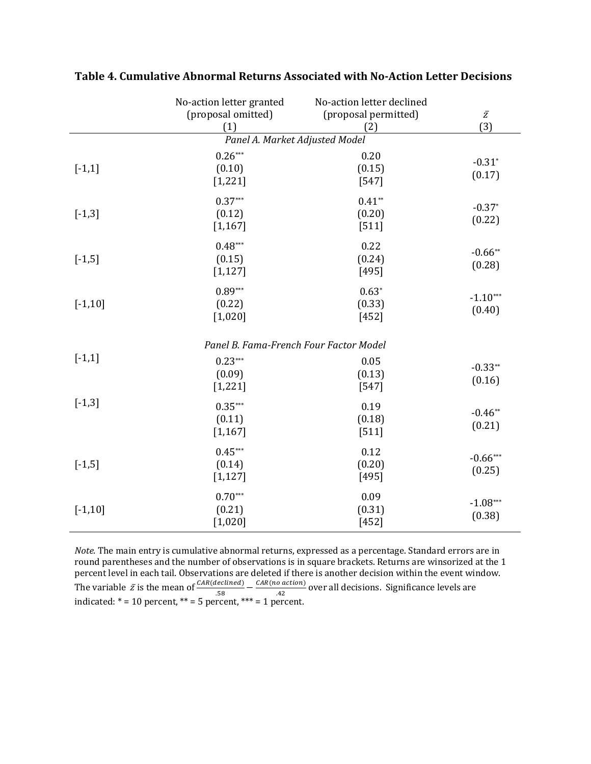**Table 4. Cumulative Abnormal Returns Associated with No-Action Letter Decisions**

| | No-action letter granted (proposal omitted) (1) | No-action letter declined (proposal permitted) (2) | $\bar{z}$ (3) |
|---|---|---|---|
| *Panel A. Market Adjusted Model* | | | |
| [-1,1] | 0.26*** (0.10) [1,221] | 0.20 (0.15) [547] | -0.31* (0.17) |
| [-1,3] | 0.37*** (0.12) [1,167] | 0.41** (0.20) [511] | -0.37* (0.22) |
| [-1,5] | 0.48*** (0.15) [1,127] | 0.22 (0.24) [495] | -0.66** (0.28) |
| [-1,10] | 0.89*** (0.22) [1,020] | 0.63* (0.33) [452] | -1.10*** (0.40) |
| *Panel B. Fama-French Four Factor Model* | | | |
| [-1,1] | 0.23*** (0.09) [1,221] | 0.05 (0.13) [547] | -0.33** (0.16) |
| [-1,3] | 0.35*** (0.11) [1,167] | 0.19 (0.18) [511] | -0.46** (0.21) |
| [-1,5] | 0.45*** (0.14) [1,127] | 0.12 (0.20) [495] | -0.66*** (0.25) |
| [-1,10] | 0.70*** (0.21) [1,020] | 0.09 (0.31) [452] | -1.08*** (0.38) |

*Note.* The main entry is cumulative abnormal returns, expressed as a percentage. Standard errors are in round parentheses and the number of observations is in square brackets. Returns are winsorized at the 1 percent level in each tail. Observations are deleted if there is another decision within the event window. The variable $\bar{z}$ is the mean of $\frac{CAR(declined)}{.58} - \frac{CAR(no\ action)}{.42}$ over all decisions. Significance levels are indicated: * = 10 percent, ** = 5 percent, *** = 1 percent.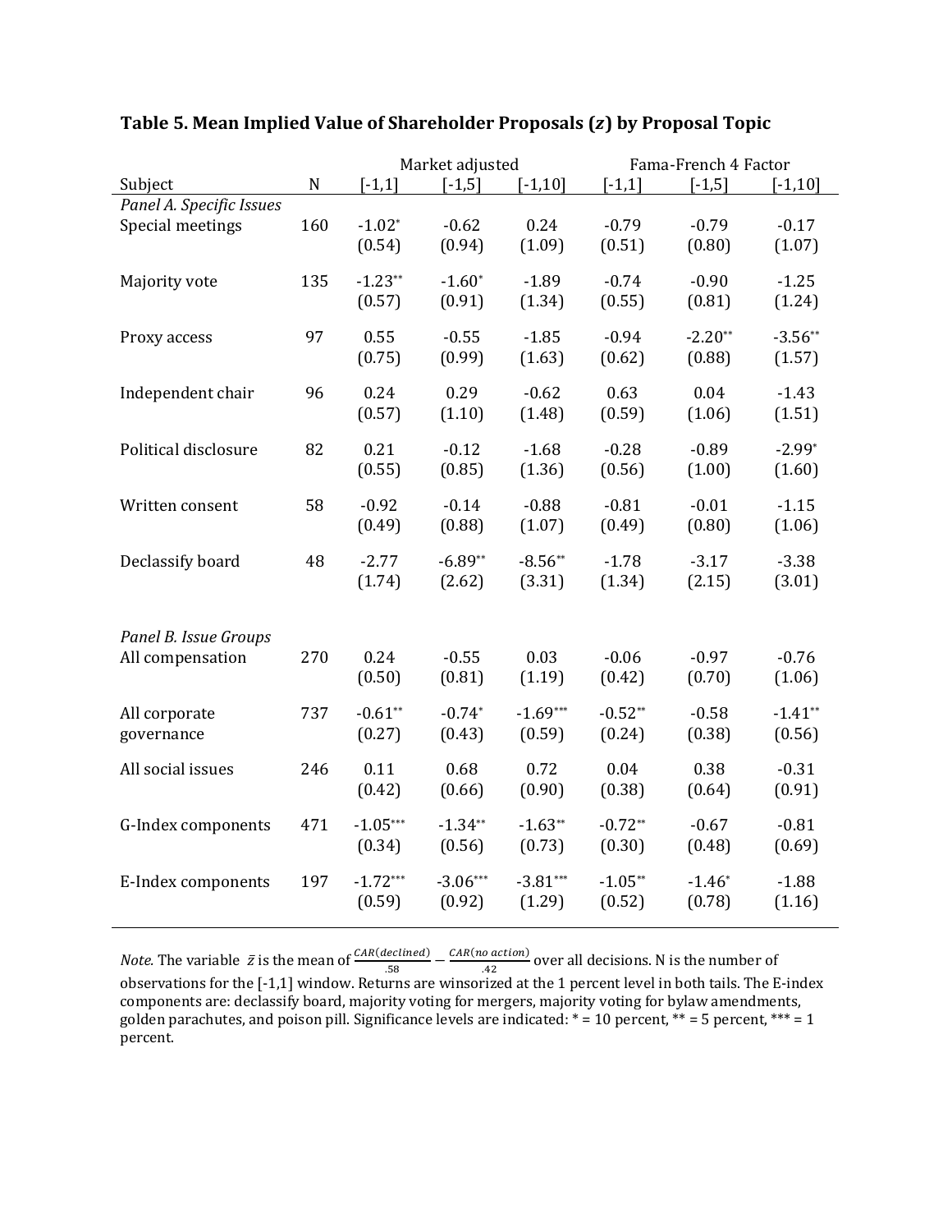**Table 5. Mean Implied Value of Shareholder Proposals ($z$) by Proposal Topic**

| | | Market adjusted | | | Fama-French 4 Factor | | |
|---|---|---|---|---|---|---|---|
| Subject | N | [-1,1] | [-1,5] | [-1,10] | [-1,1] | [-1,5] | [-1,10] |
| *Panel A. Specific Issues* | | | | | | | |
| Special meetings | 160 | -1.02* | -0.62 | 0.24 | -0.79 | -0.79 | -0.17 |
| | | (0.54) | (0.94) | (1.09) | (0.51) | (0.80) | (1.07) |
| Majority vote | 135 | -1.23** | -1.60* | -1.89 | -0.74 | -0.90 | -1.25 |
| | | (0.57) | (0.91) | (1.34) | (0.55) | (0.81) | (1.24) |
| Proxy access | 97 | 0.55 | -0.55 | -1.85 | -0.94 | -2.20** | -3.56** |
| | | (0.75) | (0.99) | (1.63) | (0.62) | (0.88) | (1.57) |
| Independent chair | 96 | 0.24 | 0.29 | -0.62 | 0.63 | 0.04 | -1.43 |
| | | (0.57) | (1.10) | (1.48) | (0.59) | (1.06) | (1.51) |
| Political disclosure | 82 | 0.21 | -0.12 | -1.68 | -0.28 | -0.89 | -2.99* |
| | | (0.55) | (0.85) | (1.36) | (0.56) | (1.00) | (1.60) |
| Written consent | 58 | -0.92 | -0.14 | -0.88 | -0.81 | -0.01 | -1.15 |
| | | (0.49) | (0.88) | (1.07) | (0.49) | (0.80) | (1.06) |
| Declassify board | 48 | -2.77 | -6.89** | -8.56** | -1.78 | -3.17 | -3.38 |
| | | (1.74) | (2.62) | (3.31) | (1.34) | (2.15) | (3.01) |
| *Panel B. Issue Groups* | | | | | | | |
| All compensation | 270 | 0.24 | -0.55 | 0.03 | -0.06 | -0.97 | -0.76 |
| | | (0.50) | (0.81) | (1.19) | (0.42) | (0.70) | (1.06) |
| All corporate governance | 737 | -0.61** | -0.74* | -1.69*** | -0.52** | -0.58 | -1.41** |
| | | (0.27) | (0.43) | (0.59) | (0.24) | (0.38) | (0.56) |
| All social issues | 246 | 0.11 | 0.68 | 0.72 | 0.04 | 0.38 | -0.31 |
| | | (0.42) | (0.66) | (0.90) | (0.38) | (0.64) | (0.91) |
| G-Index components | 471 | -1.05*** | -1.34** | -1.63** | -0.72** | -0.67 | -0.81 |
| | | (0.34) | (0.56) | (0.73) | (0.30) | (0.48) | (0.69) |
| E-Index components | 197 | -1.72*** | -3.06*** | -3.81*** | -1.05** | -1.46* | -1.88 |
| | | (0.59) | (0.92) | (1.29) | (0.52) | (0.78) | (1.16) |

*Note.* The variable $\bar{z}$ is the mean of $\frac{CAR(declined)}{.58} - \frac{CAR(no\ action)}{.42}$ over all decisions. N is the number of observations for the [-1,1] window. Returns are winsorized at the 1 percent level in both tails. The E-index components are: declassify board, majority voting for mergers, majority voting for bylaw amendments, golden parachutes, and poison pill. Significance levels are indicated: * = 10 percent, ** = 5 percent, *** = 1 percent.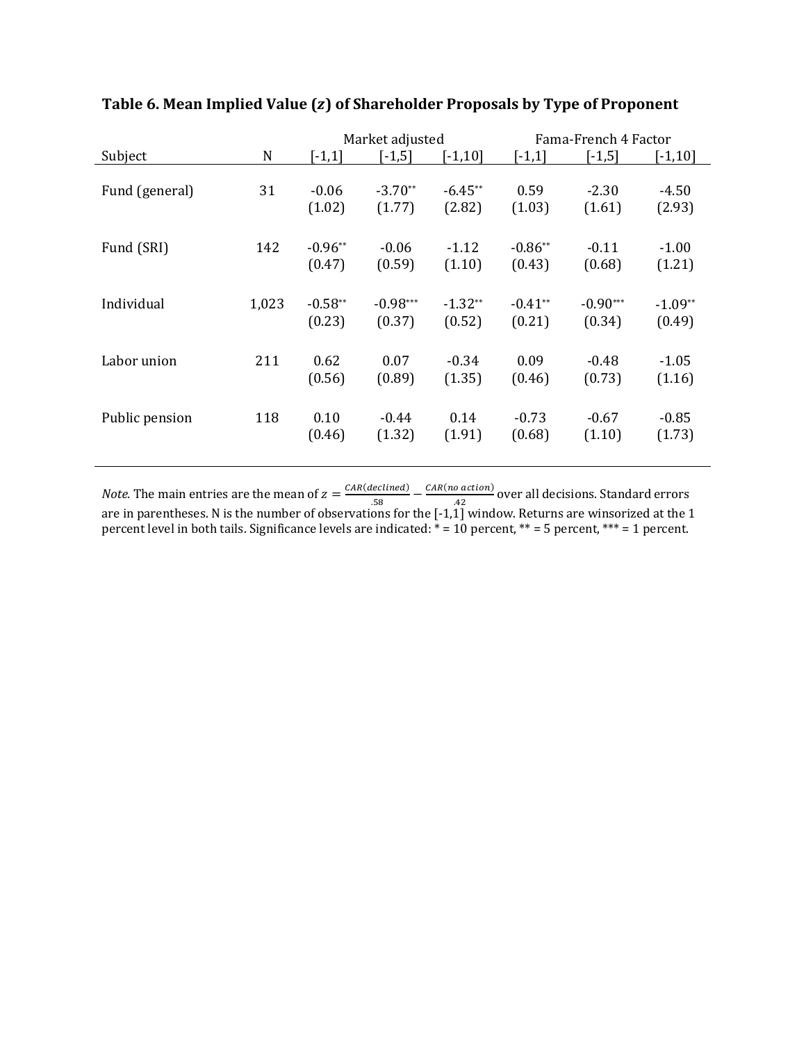**Table 6. Mean Implied Value ($z$) of Shareholder Proposals by Type of Proponent**

| | | Market adjusted | | | Fama-French 4 Factor | | |
|---|---|---|---|---|---|---|---|
| Subject | N | [-1,1] | [-1,5] | [-1,10] | [-1,1] | [-1,5] | [-1,10] |
| Fund (general) | 31 | -0.06 | -3.70** | -6.45** | 0.59 | -2.30 | -4.50 |
| | | (1.02) | (1.77) | (2.82) | (1.03) | (1.61) | (2.93) |
| Fund (SRI) | 142 | -0.96** | -0.06 | -1.12 | -0.86** | -0.11 | -1.00 |
| | | (0.47) | (0.59) | (1.10) | (0.43) | (0.68) | (1.21) |
| Individual | 1,023 | -0.58** | -0.98*** | -1.32** | -0.41** | -0.90*** | -1.09** |
| | | (0.23) | (0.37) | (0.52) | (0.21) | (0.34) | (0.49) |
| Labor union | 211 | 0.62 | 0.07 | -0.34 | 0.09 | -0.48 | -1.05 |
| | | (0.56) | (0.89) | (1.35) | (0.46) | (0.73) | (1.16) |
| Public pension | 118 | 0.10 | -0.44 | 0.14 | -0.73 | -0.67 | -0.85 |
| | | (0.46) | (1.32) | (1.91) | (0.68) | (1.10) | (1.73) |

*Note.* The main entries are the mean of $z = \frac{CAR(declined)}{.58} - \frac{CAR(no\ action)}{.42}$ over all decisions. Standard errors are in parentheses. N is the number of observations for the [-1,1] window. Returns are winsorized at the 1 percent level in both tails. Significance levels are indicated: * = 10 percent, ** = 5 percent, *** = 1 percent.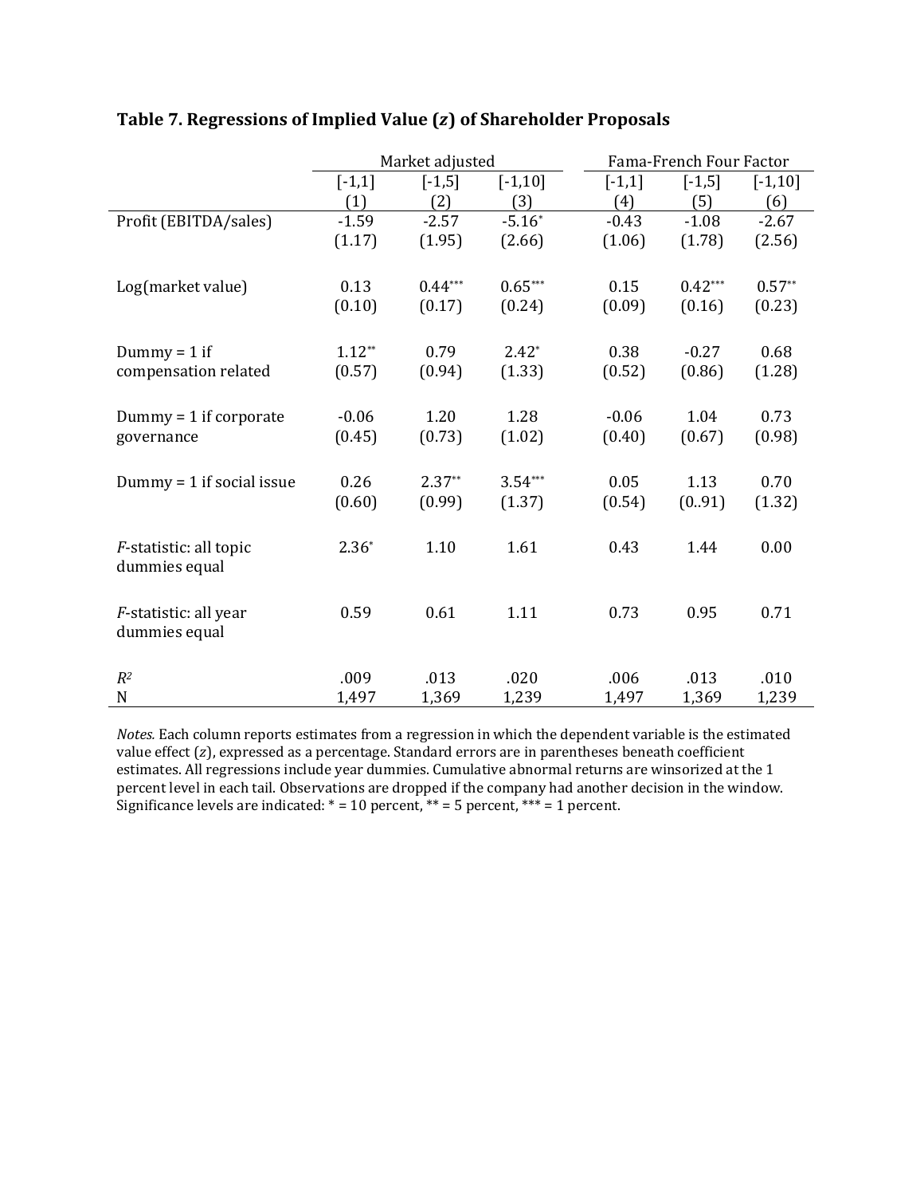**Table 7. Regressions of Implied Value ($z$) of Shareholder Proposals**

| | Market adjusted | | | Fama-French Four Factor | | |
|---|---|---|---|---|---|---|
| | [-1,1] | [-1,5] | [-1,10] | [-1,1] | [-1,5] | [-1,10] |
| | (1) | (2) | (3) | (4) | (5) | (6) |
| Profit (EBITDA/sales) | -1.59 | -2.57 | -5.16* | -0.43 | -1.08 | -2.67 |
| | (1.17) | (1.95) | (2.66) | (1.06) | (1.78) | (2.56) |
| Log(market value) | 0.13 | 0.44*** | 0.65*** | 0.15 | 0.42*** | 0.57** |
| | (0.10) | (0.17) | (0.24) | (0.09) | (0.16) | (0.23) |
| Dummy = 1 if compensation related | 1.12** | 0.79 | 2.42* | 0.38 | -0.27 | 0.68 |
| | (0.57) | (0.94) | (1.33) | (0.52) | (0.86) | (1.28) |
| Dummy = 1 if corporate governance | -0.06 | 1.20 | 1.28 | -0.06 | 1.04 | 0.73 |
| | (0.45) | (0.73) | (1.02) | (0.40) | (0.67) | (0.98) |
| Dummy = 1 if social issue | 0.26 | 2.37** | 3.54*** | 0.05 | 1.13 | 0.70 |
| | (0.60) | (0.99) | (1.37) | (0.54) | (0..91) | (1.32) |
| *F*-statistic: all topic dummies equal | 2.36* | 1.10 | 1.61 | 0.43 | 1.44 | 0.00 |
| *F*-statistic: all year dummies equal | 0.59 | 0.61 | 1.11 | 0.73 | 0.95 | 0.71 |
| $R^2$ | .009 | .013 | .020 | .006 | .013 | .010 |
| N | 1,497 | 1,369 | 1,239 | 1,497 | 1,369 | 1,239 |

*Notes.* Each column reports estimates from a regression in which the dependent variable is the estimated value effect ($z$), expressed as a percentage. Standard errors are in parentheses beneath coefficient estimates. All regressions include year dummies. Cumulative abnormal returns are winsorized at the 1 percent level in each tail. Observations are dropped if the company had another decision in the window. Significance levels are indicated: * = 10 percent, ** = 5 percent, *** = 1 percent.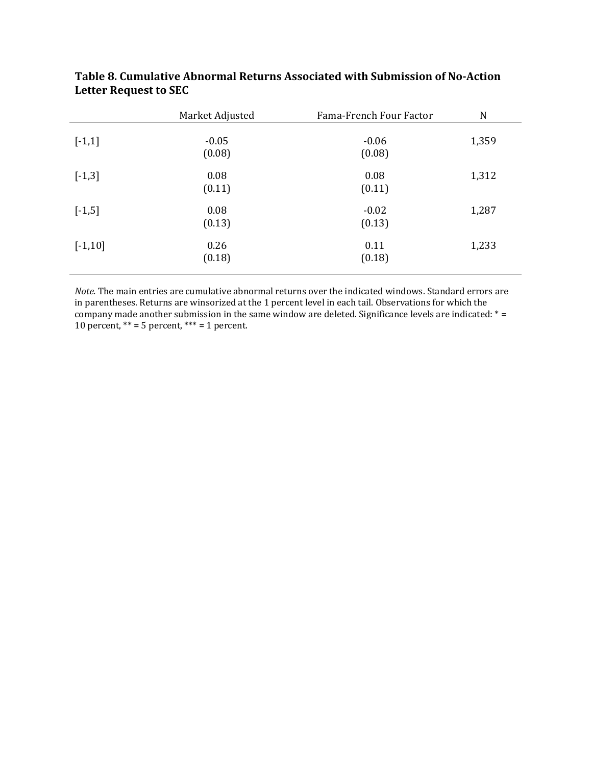**Table 8. Cumulative Abnormal Returns Associated with Submission of No-Action Letter Request to SEC**

| | Market Adjusted | Fama-French Four Factor | N |
|---|---|---|---|
| [-1,1] | -0.05 | -0.06 | 1,359 |
| | (0.08) | (0.08) | |
| [-1,3] | 0.08 | 0.08 | 1,312 |
| | (0.11) | (0.11) | |
| [-1,5] | 0.08 | -0.02 | 1,287 |
| | (0.13) | (0.13) | |
| [-1,10] | 0.26 | 0.11 | 1,233 |
| | (0.18) | (0.18) | |

*Note.* The main entries are cumulative abnormal returns over the indicated windows. Standard errors are in parentheses. Returns are winsorized at the 1 percent level in each tail. Observations for which the company made another submission in the same window are deleted. Significance levels are indicated: * = 10 percent, ** = 5 percent, *** = 1 percent.